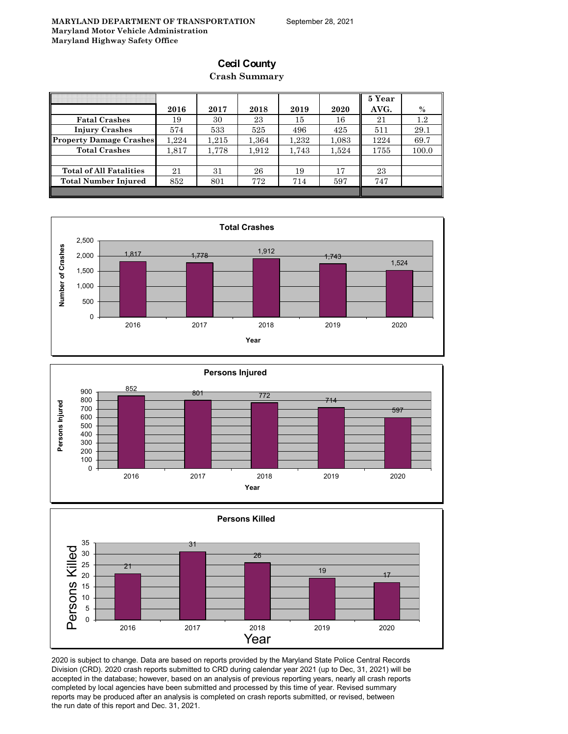**MARYLAND DEPARTMENT OF TRANSPORTATION**
**Maryland Motor Vehicle Administration**
**Maryland Highway Safety Office**

September 28, 2021

# Cecil County

## Crash Summary

| | 2016 | 2017 | 2018 | 2019 | 2020 | 5 Year AVG. | % |
|---|---|---|---|---|---|---|---|
| Fatal Crashes | 19 | 30 | 23 | 15 | 16 | 21 | 1.2 |
| Injury Crashes | 574 | 533 | 525 | 496 | 425 | 511 | 29.1 |
| Property Damage Crashes | 1,224 | 1,215 | 1,364 | 1,232 | 1,083 | 1224 | 69.7 |
| Total Crashes | 1,817 | 1,778 | 1,912 | 1,743 | 1,524 | 1755 | 100.0 |
| | | | | | | | |
| Total of All Fatalities | 21 | 31 | 26 | 19 | 17 | 23 | |
| Total Number Injured | 852 | 801 | 772 | 714 | 597 | 747 | |

**Total Crashes**

| Year | Number of Crashes |
|---|---|
| 2016 | 1,817 |
| 2017 | 1,778 |
| 2018 | 1,912 |
| 2019 | 1,743 |
| 2020 | 1,524 |

**Persons Injured**

| Year | Persons Injured |
|---|---|
| 2016 | 852 |
| 2017 | 801 |
| 2018 | 772 |
| 2019 | 714 |
| 2020 | 597 |

**Persons Killed**

| Year | Persons Killed |
|---|---|
| 2016 | 21 |
| 2017 | 31 |
| 2018 | 26 |
| 2019 | 19 |
| 2020 | 17 |

2020 is subject to change. Data are based on reports provided by the Maryland State Police Central Records Division (CRD). 2020 crash reports submitted to CRD during calendar year 2021 (up to Dec, 31, 2021) will be accepted in the database; however, based on an analysis of previous reporting years, nearly all crash reports completed by local agencies have been submitted and processed by this time of year. Revised summary reports may be produced after an analysis is completed on crash reports submitted, or revised, between the run date of this report and Dec. 31, 2021.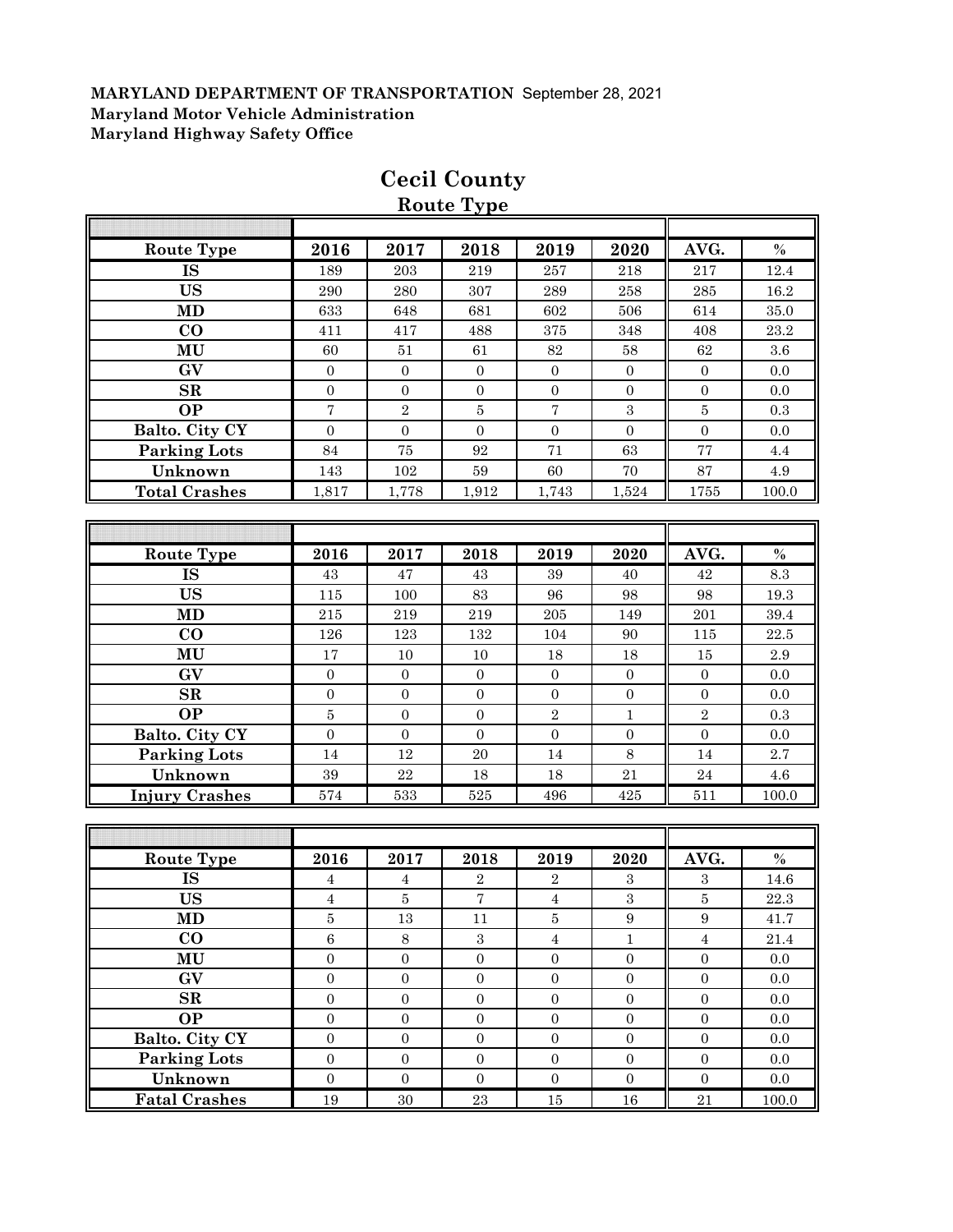**MARYLAND DEPARTMENT OF TRANSPORTATION** September 28, 2021
**Maryland Motor Vehicle Administration**
**Maryland Highway Safety Office**

# Cecil County

## Route Type

| Route Type | 2016 | 2017 | 2018 | 2019 | 2020 | AVG. | % |
|---|---|---|---|---|---|---|---|
| IS | 189 | 203 | 219 | 257 | 218 | 217 | 12.4 |
| US | 290 | 280 | 307 | 289 | 258 | 285 | 16.2 |
| MD | 633 | 648 | 681 | 602 | 506 | 614 | 35.0 |
| CO | 411 | 417 | 488 | 375 | 348 | 408 | 23.2 |
| MU | 60 | 51 | 61 | 82 | 58 | 62 | 3.6 |
| GV | 0 | 0 | 0 | 0 | 0 | 0 | 0.0 |
| SR | 0 | 0 | 0 | 0 | 0 | 0 | 0.0 |
| OP | 7 | 2 | 5 | 7 | 3 | 5 | 0.3 |
| Balto. City CY | 0 | 0 | 0 | 0 | 0 | 0 | 0.0 |
| Parking Lots | 84 | 75 | 92 | 71 | 63 | 77 | 4.4 |
| Unknown | 143 | 102 | 59 | 60 | 70 | 87 | 4.9 |
| Total Crashes | 1,817 | 1,778 | 1,912 | 1,743 | 1,524 | 1755 | 100.0 |

| Route Type | 2016 | 2017 | 2018 | 2019 | 2020 | AVG. | % |
|---|---|---|---|---|---|---|---|
| IS | 43 | 47 | 43 | 39 | 40 | 42 | 8.3 |
| US | 115 | 100 | 83 | 96 | 98 | 98 | 19.3 |
| MD | 215 | 219 | 219 | 205 | 149 | 201 | 39.4 |
| CO | 126 | 123 | 132 | 104 | 90 | 115 | 22.5 |
| MU | 17 | 10 | 10 | 18 | 18 | 15 | 2.9 |
| GV | 0 | 0 | 0 | 0 | 0 | 0 | 0.0 |
| SR | 0 | 0 | 0 | 0 | 0 | 0 | 0.0 |
| OP | 5 | 0 | 0 | 2 | 1 | 2 | 0.3 |
| Balto. City CY | 0 | 0 | 0 | 0 | 0 | 0 | 0.0 |
| Parking Lots | 14 | 12 | 20 | 14 | 8 | 14 | 2.7 |
| Unknown | 39 | 22 | 18 | 18 | 21 | 24 | 4.6 |
| Injury Crashes | 574 | 533 | 525 | 496 | 425 | 511 | 100.0 |

| Route Type | 2016 | 2017 | 2018 | 2019 | 2020 | AVG. | % |
|---|---|---|---|---|---|---|---|
| IS | 4 | 4 | 2 | 2 | 3 | 3 | 14.6 |
| US | 4 | 5 | 7 | 4 | 3 | 5 | 22.3 |
| MD | 5 | 13 | 11 | 5 | 9 | 9 | 41.7 |
| CO | 6 | 8 | 3 | 4 | 1 | 4 | 21.4 |
| MU | 0 | 0 | 0 | 0 | 0 | 0 | 0.0 |
| GV | 0 | 0 | 0 | 0 | 0 | 0 | 0.0 |
| SR | 0 | 0 | 0 | 0 | 0 | 0 | 0.0 |
| OP | 0 | 0 | 0 | 0 | 0 | 0 | 0.0 |
| Balto. City CY | 0 | 0 | 0 | 0 | 0 | 0 | 0.0 |
| Parking Lots | 0 | 0 | 0 | 0 | 0 | 0 | 0.0 |
| Unknown | 0 | 0 | 0 | 0 | 0 | 0 | 0.0 |
| Fatal Crashes | 19 | 30 | 23 | 15 | 16 | 21 | 100.0 |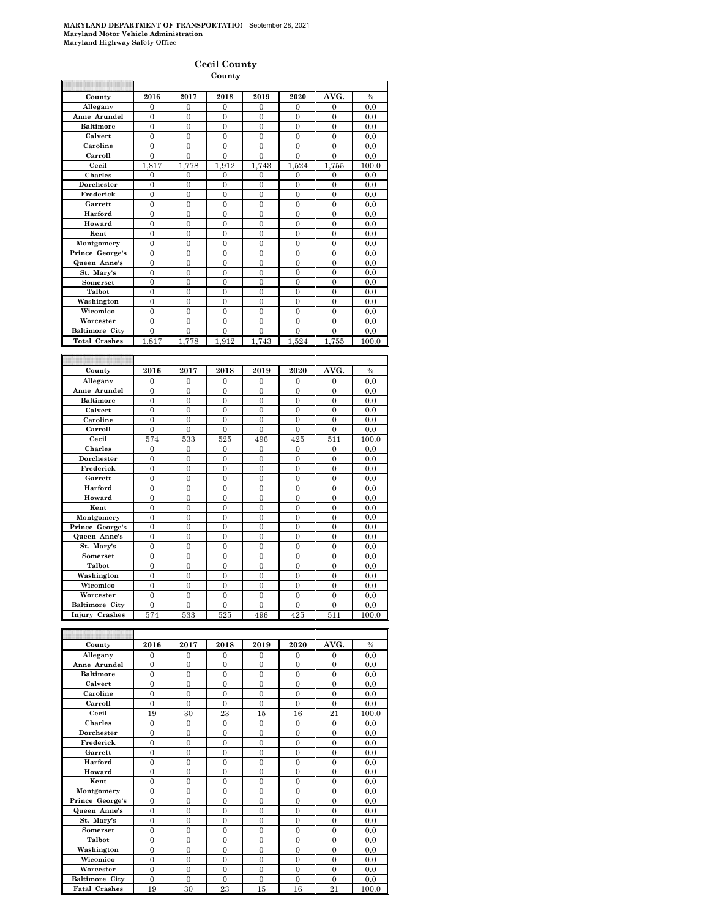**MARYLAND DEPARTMENT OF TRANSPORTATION** September 28, 2021
**Maryland Motor Vehicle Administration**
**Maryland Highway Safety Office**

## Cecil County

**County**

| County | 2016 | 2017 | 2018 | 2019 | 2020 | AVG. | % |
|---|---|---|---|---|---|---|---|
| Allegany | 0 | 0 | 0 | 0 | 0 | 0 | 0.0 |
| Anne Arundel | 0 | 0 | 0 | 0 | 0 | 0 | 0.0 |
| Baltimore | 0 | 0 | 0 | 0 | 0 | 0 | 0.0 |
| Calvert | 0 | 0 | 0 | 0 | 0 | 0 | 0.0 |
| Caroline | 0 | 0 | 0 | 0 | 0 | 0 | 0.0 |
| Carroll | 0 | 0 | 0 | 0 | 0 | 0 | 0.0 |
| Cecil | 1,817 | 1,778 | 1,912 | 1,743 | 1,524 | 1,755 | 100.0 |
| Charles | 0 | 0 | 0 | 0 | 0 | 0 | 0.0 |
| Dorchester | 0 | 0 | 0 | 0 | 0 | 0 | 0.0 |
| Frederick | 0 | 0 | 0 | 0 | 0 | 0 | 0.0 |
| Garrett | 0 | 0 | 0 | 0 | 0 | 0 | 0.0 |
| Harford | 0 | 0 | 0 | 0 | 0 | 0 | 0.0 |
| Howard | 0 | 0 | 0 | 0 | 0 | 0 | 0.0 |
| Kent | 0 | 0 | 0 | 0 | 0 | 0 | 0.0 |
| Montgomery | 0 | 0 | 0 | 0 | 0 | 0 | 0.0 |
| Prince George's | 0 | 0 | 0 | 0 | 0 | 0 | 0.0 |
| Queen Anne's | 0 | 0 | 0 | 0 | 0 | 0 | 0.0 |
| St. Mary's | 0 | 0 | 0 | 0 | 0 | 0 | 0.0 |
| Somerset | 0 | 0 | 0 | 0 | 0 | 0 | 0.0 |
| Talbot | 0 | 0 | 0 | 0 | 0 | 0 | 0.0 |
| Washington | 0 | 0 | 0 | 0 | 0 | 0 | 0.0 |
| Wicomico | 0 | 0 | 0 | 0 | 0 | 0 | 0.0 |
| Worcester | 0 | 0 | 0 | 0 | 0 | 0 | 0.0 |
| Baltimore City | 0 | 0 | 0 | 0 | 0 | 0 | 0.0 |
| Total Crashes | 1,817 | 1,778 | 1,912 | 1,743 | 1,524 | 1,755 | 100.0 |

| County | 2016 | 2017 | 2018 | 2019 | 2020 | AVG. | % |
|---|---|---|---|---|---|---|---|
| Allegany | 0 | 0 | 0 | 0 | 0 | 0 | 0.0 |
| Anne Arundel | 0 | 0 | 0 | 0 | 0 | 0 | 0.0 |
| Baltimore | 0 | 0 | 0 | 0 | 0 | 0 | 0.0 |
| Calvert | 0 | 0 | 0 | 0 | 0 | 0 | 0.0 |
| Caroline | 0 | 0 | 0 | 0 | 0 | 0 | 0.0 |
| Carroll | 0 | 0 | 0 | 0 | 0 | 0 | 0.0 |
| Cecil | 574 | 533 | 525 | 496 | 425 | 511 | 100.0 |
| Charles | 0 | 0 | 0 | 0 | 0 | 0 | 0.0 |
| Dorchester | 0 | 0 | 0 | 0 | 0 | 0 | 0.0 |
| Frederick | 0 | 0 | 0 | 0 | 0 | 0 | 0.0 |
| Garrett | 0 | 0 | 0 | 0 | 0 | 0 | 0.0 |
| Harford | 0 | 0 | 0 | 0 | 0 | 0 | 0.0 |
| Howard | 0 | 0 | 0 | 0 | 0 | 0 | 0.0 |
| Kent | 0 | 0 | 0 | 0 | 0 | 0 | 0.0 |
| Montgomery | 0 | 0 | 0 | 0 | 0 | 0 | 0.0 |
| Prince George's | 0 | 0 | 0 | 0 | 0 | 0 | 0.0 |
| Queen Anne's | 0 | 0 | 0 | 0 | 0 | 0 | 0.0 |
| St. Mary's | 0 | 0 | 0 | 0 | 0 | 0 | 0.0 |
| Somerset | 0 | 0 | 0 | 0 | 0 | 0 | 0.0 |
| Talbot | 0 | 0 | 0 | 0 | 0 | 0 | 0.0 |
| Washington | 0 | 0 | 0 | 0 | 0 | 0 | 0.0 |
| Wicomico | 0 | 0 | 0 | 0 | 0 | 0 | 0.0 |
| Worcester | 0 | 0 | 0 | 0 | 0 | 0 | 0.0 |
| Baltimore City | 0 | 0 | 0 | 0 | 0 | 0 | 0.0 |
| Injury Crashes | 574 | 533 | 525 | 496 | 425 | 511 | 100.0 |

| County | 2016 | 2017 | 2018 | 2019 | 2020 | AVG. | % |
|---|---|---|---|---|---|---|---|
| Allegany | 0 | 0 | 0 | 0 | 0 | 0 | 0.0 |
| Anne Arundel | 0 | 0 | 0 | 0 | 0 | 0 | 0.0 |
| Baltimore | 0 | 0 | 0 | 0 | 0 | 0 | 0.0 |
| Calvert | 0 | 0 | 0 | 0 | 0 | 0 | 0.0 |
| Caroline | 0 | 0 | 0 | 0 | 0 | 0 | 0.0 |
| Carroll | 0 | 0 | 0 | 0 | 0 | 0 | 0.0 |
| Cecil | 19 | 30 | 23 | 15 | 16 | 21 | 100.0 |
| Charles | 0 | 0 | 0 | 0 | 0 | 0 | 0.0 |
| Dorchester | 0 | 0 | 0 | 0 | 0 | 0 | 0.0 |
| Frederick | 0 | 0 | 0 | 0 | 0 | 0 | 0.0 |
| Garrett | 0 | 0 | 0 | 0 | 0 | 0 | 0.0 |
| Harford | 0 | 0 | 0 | 0 | 0 | 0 | 0.0 |
| Howard | 0 | 0 | 0 | 0 | 0 | 0 | 0.0 |
| Kent | 0 | 0 | 0 | 0 | 0 | 0 | 0.0 |
| Montgomery | 0 | 0 | 0 | 0 | 0 | 0 | 0.0 |
| Prince George's | 0 | 0 | 0 | 0 | 0 | 0 | 0.0 |
| Queen Anne's | 0 | 0 | 0 | 0 | 0 | 0 | 0.0 |
| St. Mary's | 0 | 0 | 0 | 0 | 0 | 0 | 0.0 |
| Somerset | 0 | 0 | 0 | 0 | 0 | 0 | 0.0 |
| Talbot | 0 | 0 | 0 | 0 | 0 | 0 | 0.0 |
| Washington | 0 | 0 | 0 | 0 | 0 | 0 | 0.0 |
| Wicomico | 0 | 0 | 0 | 0 | 0 | 0 | 0.0 |
| Worcester | 0 | 0 | 0 | 0 | 0 | 0 | 0.0 |
| Baltimore City | 0 | 0 | 0 | 0 | 0 | 0 | 0.0 |
| Fatal Crashes | 19 | 30 | 23 | 15 | 16 | 21 | 100.0 |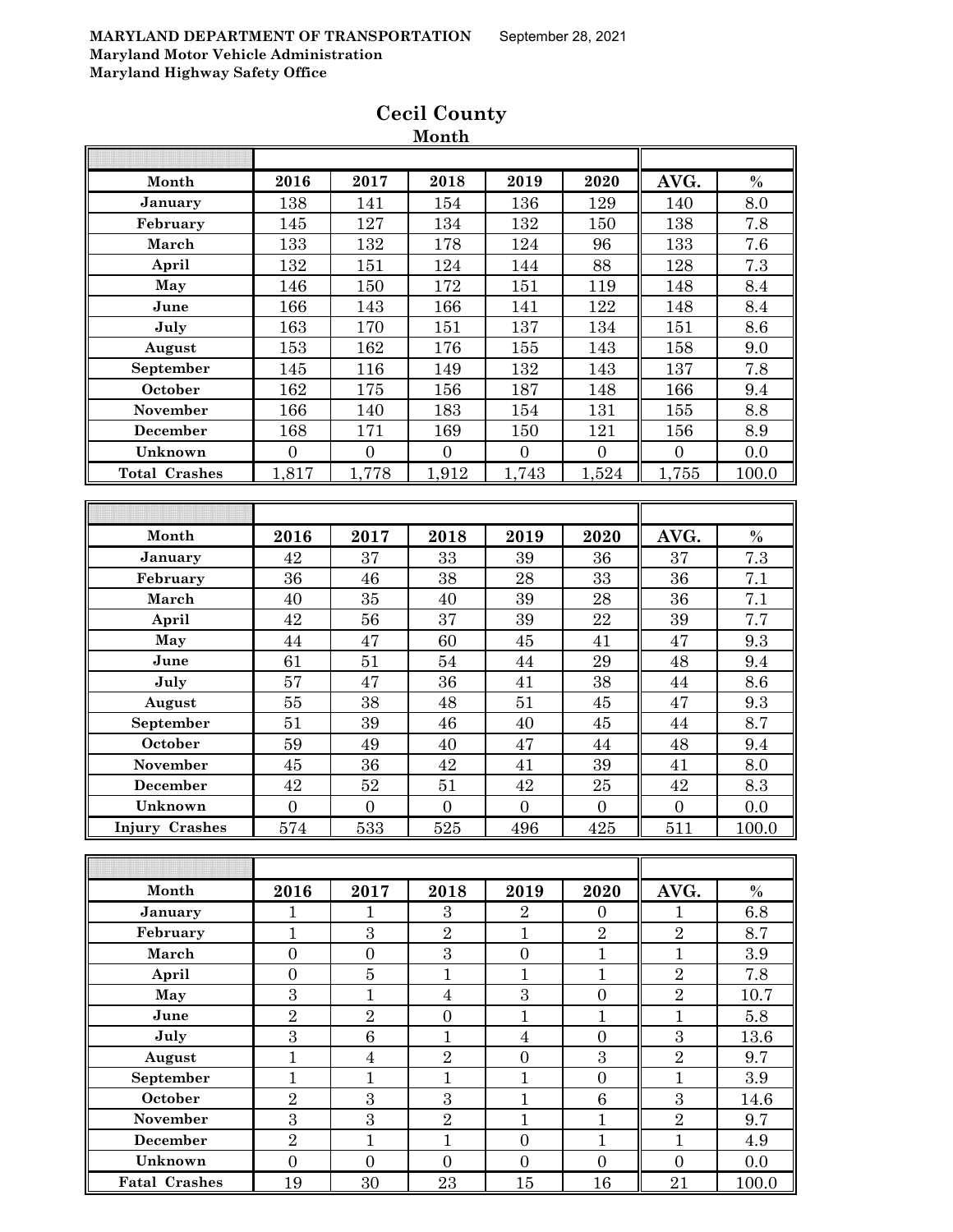**MARYLAND DEPARTMENT OF TRANSPORTATION** September 28, 2021
**Maryland Motor Vehicle Administration**
**Maryland Highway Safety Office**

# Cecil County

## Month

| Month | 2016 | 2017 | 2018 | 2019 | 2020 | AVG. | % |
|---|---|---|---|---|---|---|---|
| January | 138 | 141 | 154 | 136 | 129 | 140 | 8.0 |
| February | 145 | 127 | 134 | 132 | 150 | 138 | 7.8 |
| March | 133 | 132 | 178 | 124 | 96 | 133 | 7.6 |
| April | 132 | 151 | 124 | 144 | 88 | 128 | 7.3 |
| May | 146 | 150 | 172 | 151 | 119 | 148 | 8.4 |
| June | 166 | 143 | 166 | 141 | 122 | 148 | 8.4 |
| July | 163 | 170 | 151 | 137 | 134 | 151 | 8.6 |
| August | 153 | 162 | 176 | 155 | 143 | 158 | 9.0 |
| September | 145 | 116 | 149 | 132 | 143 | 137 | 7.8 |
| October | 162 | 175 | 156 | 187 | 148 | 166 | 9.4 |
| November | 166 | 140 | 183 | 154 | 131 | 155 | 8.8 |
| December | 168 | 171 | 169 | 150 | 121 | 156 | 8.9 |
| Unknown | 0 | 0 | 0 | 0 | 0 | 0 | 0.0 |
| Total Crashes | 1,817 | 1,778 | 1,912 | 1,743 | 1,524 | 1,755 | 100.0 |

| Month | 2016 | 2017 | 2018 | 2019 | 2020 | AVG. | % |
|---|---|---|---|---|---|---|---|
| January | 42 | 37 | 33 | 39 | 36 | 37 | 7.3 |
| February | 36 | 46 | 38 | 28 | 33 | 36 | 7.1 |
| March | 40 | 35 | 40 | 39 | 28 | 36 | 7.1 |
| April | 42 | 56 | 37 | 39 | 22 | 39 | 7.7 |
| May | 44 | 47 | 60 | 45 | 41 | 47 | 9.3 |
| June | 61 | 51 | 54 | 44 | 29 | 48 | 9.4 |
| July | 57 | 47 | 36 | 41 | 38 | 44 | 8.6 |
| August | 55 | 38 | 48 | 51 | 45 | 47 | 9.3 |
| September | 51 | 39 | 46 | 40 | 45 | 44 | 8.7 |
| October | 59 | 49 | 40 | 47 | 44 | 48 | 9.4 |
| November | 45 | 36 | 42 | 41 | 39 | 41 | 8.0 |
| December | 42 | 52 | 51 | 42 | 25 | 42 | 8.3 |
| Unknown | 0 | 0 | 0 | 0 | 0 | 0 | 0.0 |
| Injury Crashes | 574 | 533 | 525 | 496 | 425 | 511 | 100.0 |

| Month | 2016 | 2017 | 2018 | 2019 | 2020 | AVG. | % |
|---|---|---|---|---|---|---|---|
| January | 1 | 1 | 3 | 2 | 0 | 1 | 6.8 |
| February | 1 | 3 | 2 | 1 | 2 | 2 | 8.7 |
| March | 0 | 0 | 3 | 0 | 1 | 1 | 3.9 |
| April | 0 | 5 | 1 | 1 | 1 | 2 | 7.8 |
| May | 3 | 1 | 4 | 3 | 0 | 2 | 10.7 |
| June | 2 | 2 | 0 | 1 | 1 | 1 | 5.8 |
| July | 3 | 6 | 1 | 4 | 0 | 3 | 13.6 |
| August | 1 | 4 | 2 | 0 | 3 | 2 | 9.7 |
| September | 1 | 1 | 1 | 1 | 0 | 1 | 3.9 |
| October | 2 | 3 | 3 | 1 | 6 | 3 | 14.6 |
| November | 3 | 3 | 2 | 1 | 1 | 2 | 9.7 |
| December | 2 | 1 | 1 | 0 | 1 | 1 | 4.9 |
| Unknown | 0 | 0 | 0 | 0 | 0 | 0 | 0.0 |
| Fatal Crashes | 19 | 30 | 23 | 15 | 16 | 21 | 100.0 |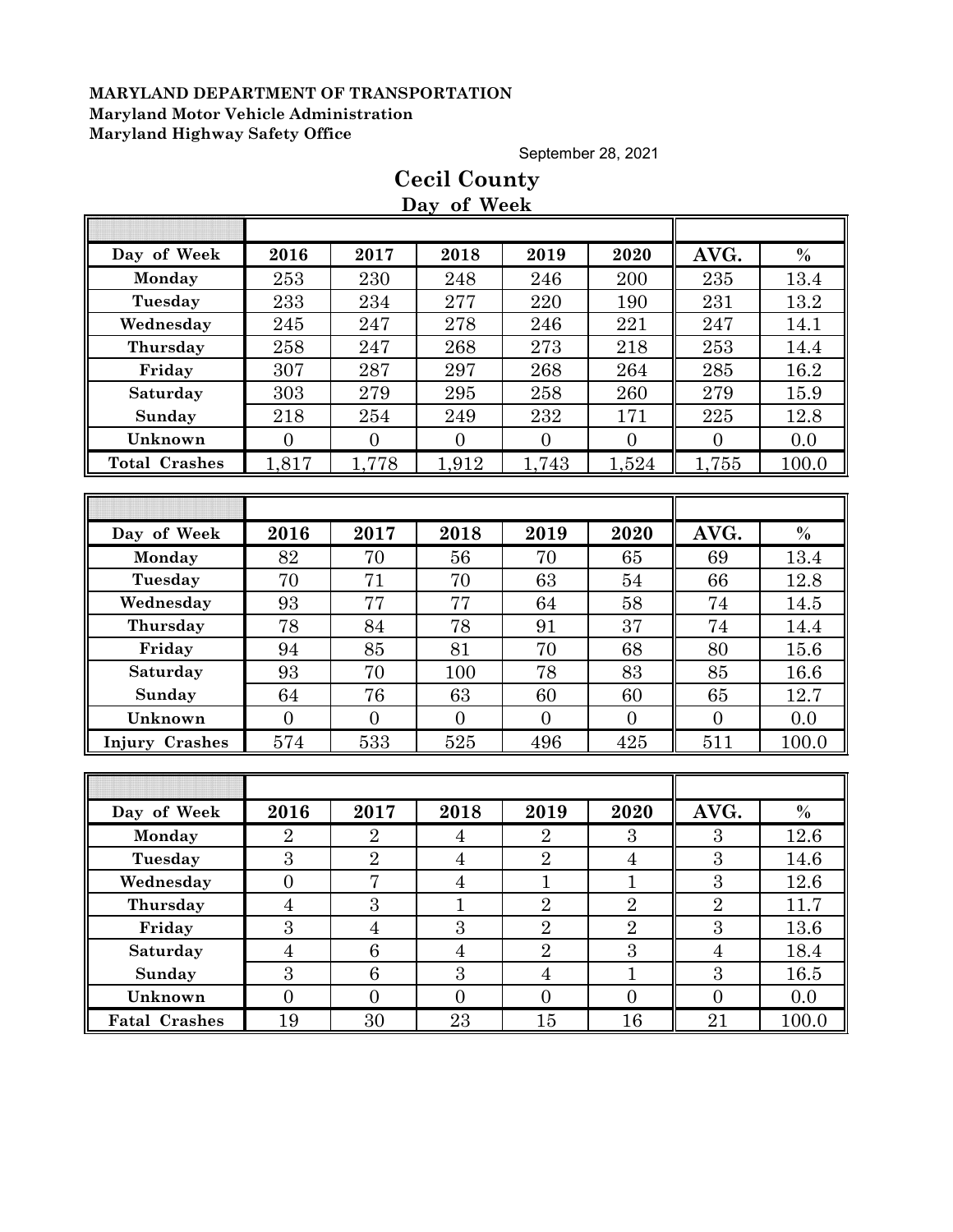**MARYLAND DEPARTMENT OF TRANSPORTATION**
**Maryland Motor Vehicle Administration**
**Maryland Highway Safety Office**

September 28, 2021

# Cecil County

## Day of Week

| Day of Week | 2016 | 2017 | 2018 | 2019 | 2020 | AVG. | % |
|---|---|---|---|---|---|---|---|
| Monday | 253 | 230 | 248 | 246 | 200 | 235 | 13.4 |
| Tuesday | 233 | 234 | 277 | 220 | 190 | 231 | 13.2 |
| Wednesday | 245 | 247 | 278 | 246 | 221 | 247 | 14.1 |
| Thursday | 258 | 247 | 268 | 273 | 218 | 253 | 14.4 |
| Friday | 307 | 287 | 297 | 268 | 264 | 285 | 16.2 |
| Saturday | 303 | 279 | 295 | 258 | 260 | 279 | 15.9 |
| Sunday | 218 | 254 | 249 | 232 | 171 | 225 | 12.8 |
| Unknown | 0 | 0 | 0 | 0 | 0 | 0 | 0.0 |
| Total Crashes | 1,817 | 1,778 | 1,912 | 1,743 | 1,524 | 1,755 | 100.0 |

| Day of Week | 2016 | 2017 | 2018 | 2019 | 2020 | AVG. | % |
|---|---|---|---|---|---|---|---|
| Monday | 82 | 70 | 56 | 70 | 65 | 69 | 13.4 |
| Tuesday | 70 | 71 | 70 | 63 | 54 | 66 | 12.8 |
| Wednesday | 93 | 77 | 77 | 64 | 58 | 74 | 14.5 |
| Thursday | 78 | 84 | 78 | 91 | 37 | 74 | 14.4 |
| Friday | 94 | 85 | 81 | 70 | 68 | 80 | 15.6 |
| Saturday | 93 | 70 | 100 | 78 | 83 | 85 | 16.6 |
| Sunday | 64 | 76 | 63 | 60 | 60 | 65 | 12.7 |
| Unknown | 0 | 0 | 0 | 0 | 0 | 0 | 0.0 |
| Injury Crashes | 574 | 533 | 525 | 496 | 425 | 511 | 100.0 |

| Day of Week | 2016 | 2017 | 2018 | 2019 | 2020 | AVG. | % |
|---|---|---|---|---|---|---|---|
| Monday | 2 | 2 | 4 | 2 | 3 | 3 | 12.6 |
| Tuesday | 3 | 2 | 4 | 2 | 4 | 3 | 14.6 |
| Wednesday | 0 | 7 | 4 | 1 | 1 | 3 | 12.6 |
| Thursday | 4 | 3 | 1 | 2 | 2 | 2 | 11.7 |
| Friday | 3 | 4 | 3 | 2 | 2 | 3 | 13.6 |
| Saturday | 4 | 6 | 4 | 2 | 3 | 4 | 18.4 |
| Sunday | 3 | 6 | 3 | 4 | 1 | 3 | 16.5 |
| Unknown | 0 | 0 | 0 | 0 | 0 | 0 | 0.0 |
| Fatal Crashes | 19 | 30 | 23 | 15 | 16 | 21 | 100.0 |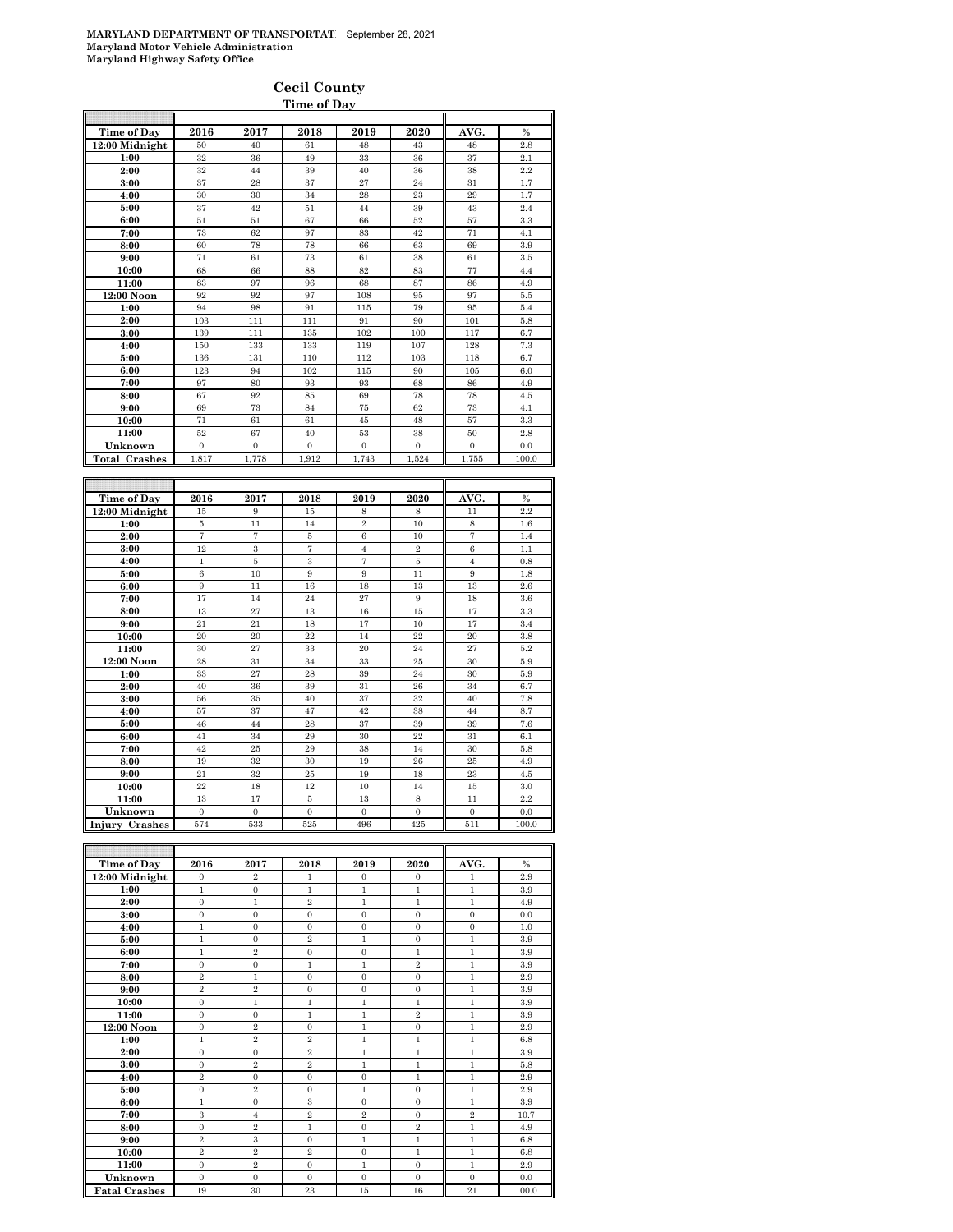**MARYLAND DEPARTMENT OF TRANSPORTATION** September 28, 2021
**Maryland Motor Vehicle Administration**
**Maryland Highway Safety Office**

## Cecil County

### Time of Day

| Time of Day | 2016 | 2017 | 2018 | 2019 | 2020 | AVG. | % |
|---|---|---|---|---|---|---|---|
| 12:00 Midnight | 50 | 40 | 61 | 48 | 43 | 48 | 2.8 |
| 1:00 | 32 | 36 | 49 | 33 | 36 | 37 | 2.1 |
| 2:00 | 32 | 44 | 39 | 40 | 36 | 38 | 2.2 |
| 3:00 | 37 | 28 | 37 | 27 | 24 | 31 | 1.7 |
| 4:00 | 30 | 30 | 34 | 28 | 23 | 29 | 1.7 |
| 5:00 | 37 | 42 | 51 | 44 | 39 | 43 | 2.4 |
| 6:00 | 51 | 51 | 67 | 66 | 52 | 57 | 3.3 |
| 7:00 | 73 | 62 | 97 | 83 | 42 | 71 | 4.1 |
| 8:00 | 60 | 78 | 78 | 66 | 63 | 69 | 3.9 |
| 9:00 | 71 | 61 | 73 | 61 | 38 | 61 | 3.5 |
| 10:00 | 68 | 66 | 88 | 82 | 83 | 77 | 4.4 |
| 11:00 | 83 | 97 | 96 | 68 | 87 | 86 | 4.9 |
| 12:00 Noon | 92 | 92 | 97 | 108 | 95 | 97 | 5.5 |
| 1:00 | 94 | 98 | 91 | 115 | 79 | 95 | 5.4 |
| 2:00 | 103 | 111 | 111 | 91 | 90 | 101 | 5.8 |
| 3:00 | 139 | 111 | 135 | 102 | 100 | 117 | 6.7 |
| 4:00 | 150 | 133 | 133 | 119 | 107 | 128 | 7.3 |
| 5:00 | 136 | 131 | 110 | 112 | 103 | 118 | 6.7 |
| 6:00 | 123 | 94 | 102 | 115 | 90 | 105 | 6.0 |
| 7:00 | 97 | 80 | 93 | 93 | 68 | 86 | 4.9 |
| 8:00 | 67 | 92 | 85 | 69 | 78 | 78 | 4.5 |
| 9:00 | 69 | 73 | 84 | 75 | 62 | 73 | 4.1 |
| 10:00 | 71 | 61 | 61 | 45 | 48 | 57 | 3.3 |
| 11:00 | 52 | 67 | 40 | 53 | 38 | 50 | 2.8 |
| Unknown | 0 | 0 | 0 | 0 | 0 | 0 | 0.0 |
| **Total Crashes** | 1,817 | 1,778 | 1,912 | 1,743 | 1,524 | 1,755 | 100.0 |

| Time of Day | 2016 | 2017 | 2018 | 2019 | 2020 | AVG. | % |
|---|---|---|---|---|---|---|---|
| 12:00 Midnight | 15 | 9 | 15 | 8 | 8 | 11 | 2.2 |
| 1:00 | 5 | 11 | 14 | 2 | 10 | 8 | 1.6 |
| 2:00 | 7 | 7 | 5 | 6 | 10 | 7 | 1.4 |
| 3:00 | 12 | 3 | 7 | 4 | 2 | 6 | 1.1 |
| 4:00 | 1 | 5 | 3 | 7 | 5 | 4 | 0.8 |
| 5:00 | 6 | 10 | 9 | 9 | 11 | 9 | 1.8 |
| 6:00 | 9 | 11 | 16 | 18 | 13 | 13 | 2.6 |
| 7:00 | 17 | 14 | 24 | 27 | 9 | 18 | 3.6 |
| 8:00 | 13 | 27 | 13 | 16 | 15 | 17 | 3.3 |
| 9:00 | 21 | 21 | 18 | 17 | 10 | 17 | 3.4 |
| 10:00 | 20 | 20 | 22 | 14 | 22 | 20 | 3.8 |
| 11:00 | 30 | 27 | 33 | 20 | 24 | 27 | 5.2 |
| 12:00 Noon | 28 | 31 | 34 | 33 | 25 | 30 | 5.9 |
| 1:00 | 33 | 27 | 28 | 39 | 24 | 30 | 5.9 |
| 2:00 | 40 | 36 | 39 | 31 | 26 | 34 | 6.7 |
| 3:00 | 56 | 35 | 40 | 37 | 32 | 40 | 7.8 |
| 4:00 | 57 | 37 | 47 | 42 | 38 | 44 | 8.7 |
| 5:00 | 46 | 44 | 28 | 37 | 39 | 39 | 7.6 |
| 6:00 | 41 | 34 | 29 | 30 | 22 | 31 | 6.1 |
| 7:00 | 42 | 25 | 29 | 38 | 14 | 30 | 5.8 |
| 8:00 | 19 | 32 | 30 | 19 | 26 | 25 | 4.9 |
| 9:00 | 21 | 32 | 25 | 19 | 18 | 23 | 4.5 |
| 10:00 | 22 | 18 | 12 | 10 | 14 | 15 | 3.0 |
| 11:00 | 13 | 17 | 5 | 13 | 8 | 11 | 2.2 |
| Unknown | 0 | 0 | 0 | 0 | 0 | 0 | 0.0 |
| **Injury Crashes** | 574 | 533 | 525 | 496 | 425 | 511 | 100.0 |

| Time of Day | 2016 | 2017 | 2018 | 2019 | 2020 | AVG. | % |
|---|---|---|---|---|---|---|---|
| 12:00 Midnight | 0 | 2 | 1 | 0 | 0 | 1 | 2.9 |
| 1:00 | 1 | 0 | 1 | 1 | 1 | 1 | 3.9 |
| 2:00 | 0 | 1 | 2 | 1 | 1 | 1 | 4.9 |
| 3:00 | 0 | 0 | 0 | 0 | 0 | 0 | 0.0 |
| 4:00 | 1 | 0 | 0 | 0 | 0 | 0 | 1.0 |
| 5:00 | 1 | 0 | 2 | 1 | 0 | 1 | 3.9 |
| 6:00 | 1 | 2 | 0 | 0 | 1 | 1 | 3.9 |
| 7:00 | 0 | 0 | 1 | 1 | 2 | 1 | 3.9 |
| 8:00 | 2 | 1 | 0 | 0 | 0 | 1 | 2.9 |
| 9:00 | 2 | 2 | 0 | 0 | 0 | 1 | 3.9 |
| 10:00 | 0 | 1 | 1 | 1 | 1 | 1 | 3.9 |
| 11:00 | 0 | 0 | 1 | 1 | 2 | 1 | 3.9 |
| 12:00 Noon | 0 | 2 | 0 | 1 | 0 | 1 | 2.9 |
| 1:00 | 1 | 2 | 2 | 1 | 1 | 1 | 6.8 |
| 2:00 | 0 | 0 | 2 | 1 | 1 | 1 | 3.9 |
| 3:00 | 0 | 2 | 2 | 1 | 1 | 1 | 5.8 |
| 4:00 | 2 | 0 | 0 | 0 | 1 | 1 | 2.9 |
| 5:00 | 0 | 2 | 0 | 1 | 0 | 1 | 2.9 |
| 6:00 | 1 | 0 | 3 | 0 | 0 | 1 | 3.9 |
| 7:00 | 3 | 4 | 2 | 2 | 0 | 2 | 10.7 |
| 8:00 | 0 | 2 | 1 | 0 | 2 | 1 | 4.9 |
| 9:00 | 2 | 3 | 0 | 1 | 1 | 1 | 6.8 |
| 10:00 | 2 | 2 | 2 | 0 | 1 | 1 | 6.8 |
| 11:00 | 0 | 2 | 0 | 1 | 0 | 1 | 2.9 |
| Unknown | 0 | 0 | 0 | 0 | 0 | 0 | 0.0 |
| **Fatal Crashes** | 19 | 30 | 23 | 15 | 16 | 21 | 100.0 |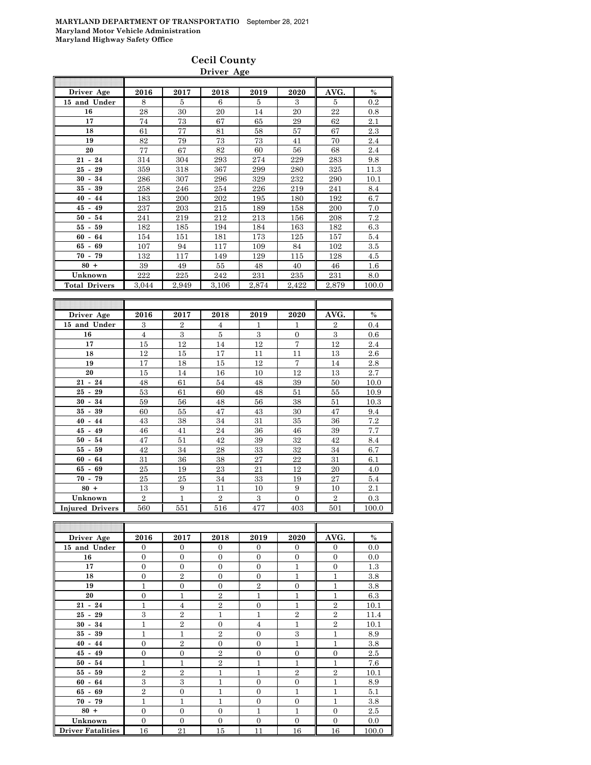**MARYLAND DEPARTMENT OF TRANSPORTATIO** September 28, 2021
**Maryland Motor Vehicle Administration**
**Maryland Highway Safety Office**

# Cecil County

## Driver Age

| Driver Age | 2016 | 2017 | 2018 | 2019 | 2020 | AVG. | % |
|---|---|---|---|---|---|---|---|
| 15 and Under | 8 | 5 | 6 | 5 | 3 | 5 | 0.2 |
| 16 | 28 | 30 | 20 | 14 | 20 | 22 | 0.8 |
| 17 | 74 | 73 | 67 | 65 | 29 | 62 | 2.1 |
| 18 | 61 | 77 | 81 | 58 | 57 | 67 | 2.3 |
| 19 | 82 | 79 | 73 | 73 | 41 | 70 | 2.4 |
| 20 | 77 | 67 | 82 | 60 | 56 | 68 | 2.4 |
| 21 - 24 | 314 | 304 | 293 | 274 | 229 | 283 | 9.8 |
| 25 - 29 | 359 | 318 | 367 | 299 | 280 | 325 | 11.3 |
| 30 - 34 | 286 | 307 | 296 | 329 | 232 | 290 | 10.1 |
| 35 - 39 | 258 | 246 | 254 | 226 | 219 | 241 | 8.4 |
| 40 - 44 | 183 | 200 | 202 | 195 | 180 | 192 | 6.7 |
| 45 - 49 | 237 | 203 | 215 | 189 | 158 | 200 | 7.0 |
| 50 - 54 | 241 | 219 | 212 | 213 | 156 | 208 | 7.2 |
| 55 - 59 | 182 | 185 | 194 | 184 | 163 | 182 | 6.3 |
| 60 - 64 | 154 | 151 | 181 | 173 | 125 | 157 | 5.4 |
| 65 - 69 | 107 | 94 | 117 | 109 | 84 | 102 | 3.5 |
| 70 - 79 | 132 | 117 | 149 | 129 | 115 | 128 | 4.5 |
| 80 + | 39 | 49 | 55 | 48 | 40 | 46 | 1.6 |
| Unknown | 222 | 225 | 242 | 231 | 235 | 231 | 8.0 |
| **Total Drivers** | 3,044 | 2,949 | 3,106 | 2,874 | 2,422 | 2,879 | 100.0 |

| Driver Age | 2016 | 2017 | 2018 | 2019 | 2020 | AVG. | % |
|---|---|---|---|---|---|---|---|
| 15 and Under | 3 | 2 | 4 | 1 | 1 | 2 | 0.4 |
| 16 | 4 | 3 | 5 | 3 | 0 | 3 | 0.6 |
| 17 | 15 | 12 | 14 | 12 | 7 | 12 | 2.4 |
| 18 | 12 | 15 | 17 | 11 | 11 | 13 | 2.6 |
| 19 | 17 | 18 | 15 | 12 | 7 | 14 | 2.8 |
| 20 | 15 | 14 | 16 | 10 | 12 | 13 | 2.7 |
| 21 - 24 | 48 | 61 | 54 | 48 | 39 | 50 | 10.0 |
| 25 - 29 | 53 | 61 | 60 | 48 | 51 | 55 | 10.9 |
| 30 - 34 | 59 | 56 | 48 | 56 | 38 | 51 | 10.3 |
| 35 - 39 | 60 | 55 | 47 | 43 | 30 | 47 | 9.4 |
| 40 - 44 | 43 | 38 | 34 | 31 | 35 | 36 | 7.2 |
| 45 - 49 | 46 | 41 | 24 | 36 | 46 | 39 | 7.7 |
| 50 - 54 | 47 | 51 | 42 | 39 | 32 | 42 | 8.4 |
| 55 - 59 | 42 | 34 | 28 | 33 | 32 | 34 | 6.7 |
| 60 - 64 | 31 | 36 | 38 | 27 | 22 | 31 | 6.1 |
| 65 - 69 | 25 | 19 | 23 | 21 | 12 | 20 | 4.0 |
| 70 - 79 | 25 | 25 | 34 | 33 | 19 | 27 | 5.4 |
| 80 + | 13 | 9 | 11 | 10 | 9 | 10 | 2.1 |
| Unknown | 2 | 1 | 2 | 3 | 0 | 2 | 0.3 |
| **Injured Drivers** | 560 | 551 | 516 | 477 | 403 | 501 | 100.0 |

| Driver Age | 2016 | 2017 | 2018 | 2019 | 2020 | AVG. | % |
|---|---|---|---|---|---|---|---|
| 15 and Under | 0 | 0 | 0 | 0 | 0 | 0 | 0.0 |
| 16 | 0 | 0 | 0 | 0 | 0 | 0 | 0.0 |
| 17 | 0 | 0 | 0 | 0 | 1 | 0 | 1.3 |
| 18 | 0 | 2 | 0 | 0 | 1 | 1 | 3.8 |
| 19 | 1 | 0 | 0 | 2 | 0 | 1 | 3.8 |
| 20 | 0 | 1 | 2 | 1 | 1 | 1 | 6.3 |
| 21 - 24 | 1 | 4 | 2 | 0 | 1 | 2 | 10.1 |
| 25 - 29 | 3 | 2 | 1 | 1 | 2 | 2 | 11.4 |
| 30 - 34 | 1 | 2 | 0 | 4 | 1 | 2 | 10.1 |
| 35 - 39 | 1 | 1 | 2 | 0 | 3 | 1 | 8.9 |
| 40 - 44 | 0 | 2 | 0 | 0 | 1 | 1 | 3.8 |
| 45 - 49 | 0 | 0 | 2 | 0 | 0 | 0 | 2.5 |
| 50 - 54 | 1 | 1 | 2 | 1 | 1 | 1 | 7.6 |
| 55 - 59 | 2 | 2 | 1 | 1 | 2 | 2 | 10.1 |
| 60 - 64 | 3 | 3 | 1 | 0 | 0 | 1 | 8.9 |
| 65 - 69 | 2 | 0 | 1 | 0 | 1 | 1 | 5.1 |
| 70 - 79 | 1 | 1 | 1 | 0 | 0 | 1 | 3.8 |
| 80 + | 0 | 0 | 0 | 1 | 1 | 0 | 2.5 |
| Unknown | 0 | 0 | 0 | 0 | 0 | 0 | 0.0 |
| **Driver Fatalities** | 16 | 21 | 15 | 11 | 16 | 16 | 100.0 |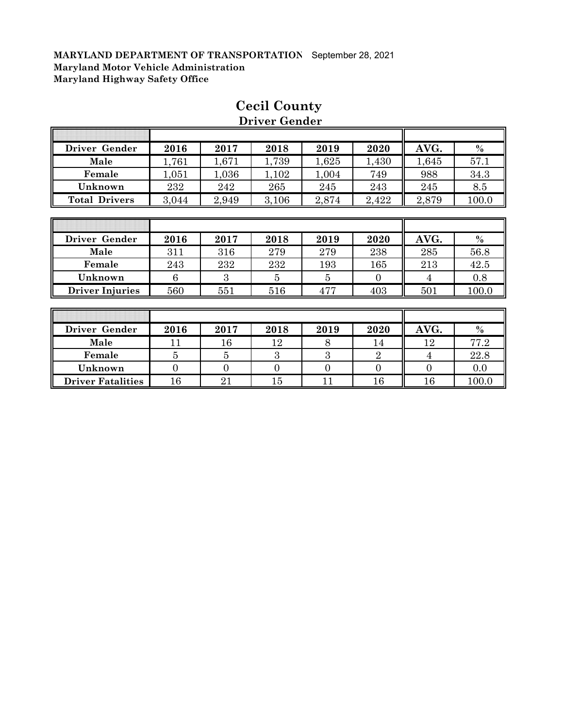**MARYLAND DEPARTMENT OF TRANSPORTATION** September 28, 2021
**Maryland Motor Vehicle Administration**
**Maryland Highway Safety Office**

# Cecil County

## Driver Gender

| Driver Gender | 2016 | 2017 | 2018 | 2019 | 2020 | AVG. | % |
|---|---|---|---|---|---|---|---|
| Male | 1,761 | 1,671 | 1,739 | 1,625 | 1,430 | 1,645 | 57.1 |
| Female | 1,051 | 1,036 | 1,102 | 1,004 | 749 | 988 | 34.3 |
| Unknown | 232 | 242 | 265 | 245 | 243 | 245 | 8.5 |
| Total Drivers | 3,044 | 2,949 | 3,106 | 2,874 | 2,422 | 2,879 | 100.0 |

| Driver Gender | 2016 | 2017 | 2018 | 2019 | 2020 | AVG. | % |
|---|---|---|---|---|---|---|---|
| Male | 311 | 316 | 279 | 279 | 238 | 285 | 56.8 |
| Female | 243 | 232 | 232 | 193 | 165 | 213 | 42.5 |
| Unknown | 6 | 3 | 5 | 5 | 0 | 4 | 0.8 |
| Driver Injuries | 560 | 551 | 516 | 477 | 403 | 501 | 100.0 |

| Driver Gender | 2016 | 2017 | 2018 | 2019 | 2020 | AVG. | % |
|---|---|---|---|---|---|---|---|
| Male | 11 | 16 | 12 | 8 | 14 | 12 | 77.2 |
| Female | 5 | 5 | 3 | 3 | 2 | 4 | 22.8 |
| Unknown | 0 | 0 | 0 | 0 | 0 | 0 | 0.0 |
| Driver Fatalities | 16 | 21 | 15 | 11 | 16 | 16 | 100.0 |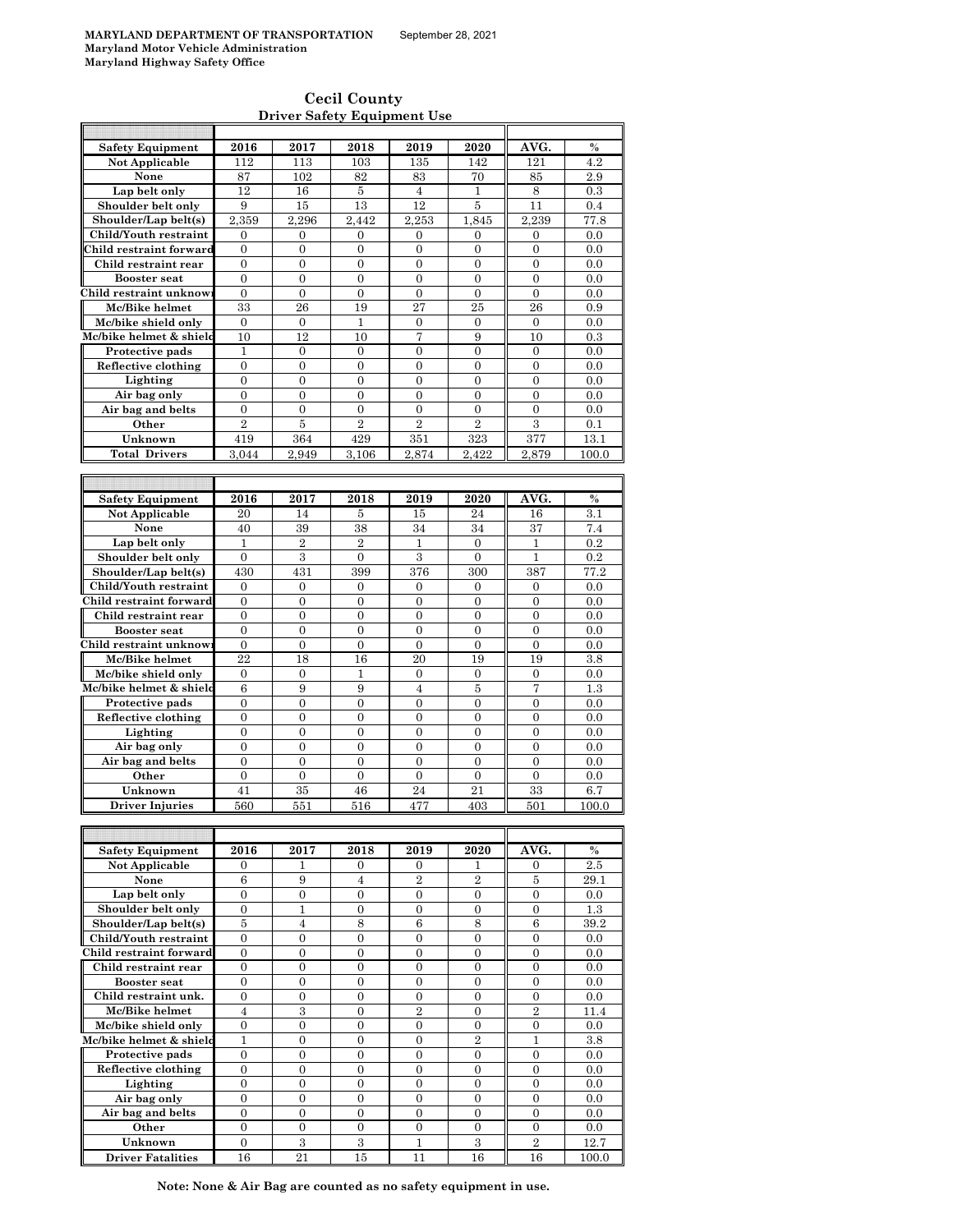**MARYLAND DEPARTMENT OF TRANSPORTATION** September 28, 2021
**Maryland Motor Vehicle Administration**
**Maryland Highway Safety Office**

## Cecil County
### Driver Safety Equipment Use

| Safety Equipment | 2016 | 2017 | 2018 | 2019 | 2020 | AVG. | % |
|---|---|---|---|---|---|---|---|
| Not Applicable | 112 | 113 | 103 | 135 | 142 | 121 | 4.2 |
| None | 87 | 102 | 82 | 83 | 70 | 85 | 2.9 |
| Lap belt only | 12 | 16 | 5 | 4 | 1 | 8 | 0.3 |
| Shoulder belt only | 9 | 15 | 13 | 12 | 5 | 11 | 0.4 |
| Shoulder/Lap belt(s) | 2,359 | 2,296 | 2,442 | 2,253 | 1,845 | 2,239 | 77.8 |
| Child/Youth restraint | 0 | 0 | 0 | 0 | 0 | 0 | 0.0 |
| Child restraint forward | 0 | 0 | 0 | 0 | 0 | 0 | 0.0 |
| Child restraint rear | 0 | 0 | 0 | 0 | 0 | 0 | 0.0 |
| Booster seat | 0 | 0 | 0 | 0 | 0 | 0 | 0.0 |
| Child restraint unknown | 0 | 0 | 0 | 0 | 0 | 0 | 0.0 |
| Mc/Bike helmet | 33 | 26 | 19 | 27 | 25 | 26 | 0.9 |
| Mc/bike shield only | 0 | 0 | 1 | 0 | 0 | 0 | 0.0 |
| Mc/bike helmet & shield | 10 | 12 | 10 | 7 | 9 | 10 | 0.3 |
| Protective pads | 1 | 0 | 0 | 0 | 0 | 0 | 0.0 |
| Reflective clothing | 0 | 0 | 0 | 0 | 0 | 0 | 0.0 |
| Lighting | 0 | 0 | 0 | 0 | 0 | 0 | 0.0 |
| Air bag only | 0 | 0 | 0 | 0 | 0 | 0 | 0.0 |
| Air bag and belts | 0 | 0 | 0 | 0 | 0 | 0 | 0.0 |
| Other | 2 | 5 | 2 | 2 | 2 | 3 | 0.1 |
| Unknown | 419 | 364 | 429 | 351 | 323 | 377 | 13.1 |
| Total Drivers | 3,044 | 2,949 | 3,106 | 2,874 | 2,422 | 2,879 | 100.0 |

| Safety Equipment | 2016 | 2017 | 2018 | 2019 | 2020 | AVG. | % |
|---|---|---|---|---|---|---|---|
| Not Applicable | 20 | 14 | 5 | 15 | 24 | 16 | 3.1 |
| None | 40 | 39 | 38 | 34 | 34 | 37 | 7.4 |
| Lap belt only | 1 | 2 | 2 | 1 | 0 | 1 | 0.2 |
| Shoulder belt only | 0 | 3 | 0 | 3 | 0 | 1 | 0.2 |
| Shoulder/Lap belt(s) | 430 | 431 | 399 | 376 | 300 | 387 | 77.2 |
| Child/Youth restraint | 0 | 0 | 0 | 0 | 0 | 0 | 0.0 |
| Child restraint forward | 0 | 0 | 0 | 0 | 0 | 0 | 0.0 |
| Child restraint rear | 0 | 0 | 0 | 0 | 0 | 0 | 0.0 |
| Booster seat | 0 | 0 | 0 | 0 | 0 | 0 | 0.0 |
| Child restraint unknown | 0 | 0 | 0 | 0 | 0 | 0 | 0.0 |
| Mc/Bike helmet | 22 | 18 | 16 | 20 | 19 | 19 | 3.8 |
| Mc/bike shield only | 0 | 0 | 1 | 0 | 0 | 0 | 0.0 |
| Mc/bike helmet & shield | 6 | 9 | 9 | 4 | 5 | 7 | 1.3 |
| Protective pads | 0 | 0 | 0 | 0 | 0 | 0 | 0.0 |
| Reflective clothing | 0 | 0 | 0 | 0 | 0 | 0 | 0.0 |
| Lighting | 0 | 0 | 0 | 0 | 0 | 0 | 0.0 |
| Air bag only | 0 | 0 | 0 | 0 | 0 | 0 | 0.0 |
| Air bag and belts | 0 | 0 | 0 | 0 | 0 | 0 | 0.0 |
| Other | 0 | 0 | 0 | 0 | 0 | 0 | 0.0 |
| Unknown | 41 | 35 | 46 | 24 | 21 | 33 | 6.7 |
| Driver Injuries | 560 | 551 | 516 | 477 | 403 | 501 | 100.0 |

| Safety Equipment | 2016 | 2017 | 2018 | 2019 | 2020 | AVG. | % |
|---|---|---|---|---|---|---|---|
| Not Applicable | 0 | 1 | 0 | 0 | 1 | 0 | 2.5 |
| None | 6 | 9 | 4 | 2 | 2 | 5 | 29.1 |
| Lap belt only | 0 | 0 | 0 | 0 | 0 | 0 | 0.0 |
| Shoulder belt only | 0 | 1 | 0 | 0 | 0 | 0 | 1.3 |
| Shoulder/Lap belt(s) | 5 | 4 | 8 | 6 | 8 | 6 | 39.2 |
| Child/Youth restraint | 0 | 0 | 0 | 0 | 0 | 0 | 0.0 |
| Child restraint forward | 0 | 0 | 0 | 0 | 0 | 0 | 0.0 |
| Child restraint rear | 0 | 0 | 0 | 0 | 0 | 0 | 0.0 |
| Booster seat | 0 | 0 | 0 | 0 | 0 | 0 | 0.0 |
| Child restraint unk. | 0 | 0 | 0 | 0 | 0 | 0 | 0.0 |
| Mc/Bike helmet | 4 | 3 | 0 | 2 | 0 | 2 | 11.4 |
| Mc/bike shield only | 0 | 0 | 0 | 0 | 0 | 0 | 0.0 |
| Mc/bike helmet & shield | 1 | 0 | 0 | 0 | 2 | 1 | 3.8 |
| Protective pads | 0 | 0 | 0 | 0 | 0 | 0 | 0.0 |
| Reflective clothing | 0 | 0 | 0 | 0 | 0 | 0 | 0.0 |
| Lighting | 0 | 0 | 0 | 0 | 0 | 0 | 0.0 |
| Air bag only | 0 | 0 | 0 | 0 | 0 | 0 | 0.0 |
| Air bag and belts | 0 | 0 | 0 | 0 | 0 | 0 | 0.0 |
| Other | 0 | 0 | 0 | 0 | 0 | 0 | 0.0 |
| Unknown | 0 | 3 | 3 | 1 | 3 | 2 | 12.7 |
| Driver Fatalities | 16 | 21 | 15 | 11 | 16 | 16 | 100.0 |

**Note: None & Air Bag are counted as no safety equipment in use.**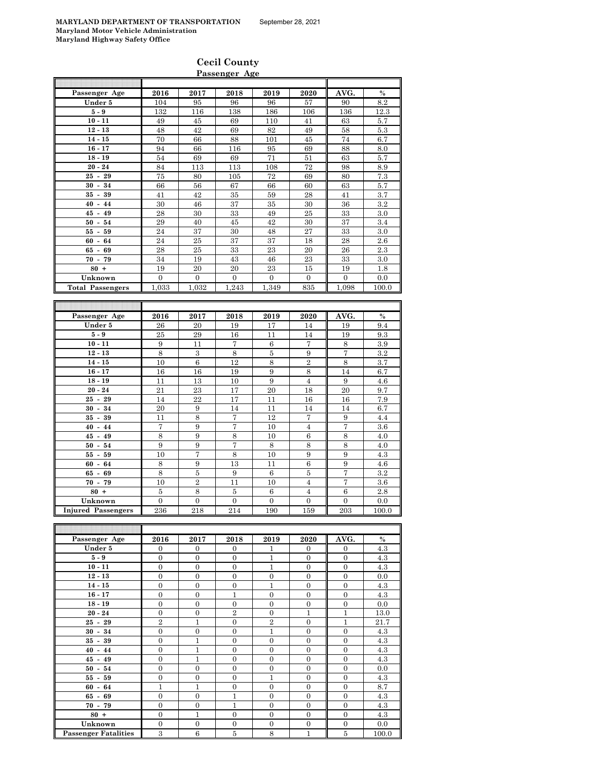**MARYLAND DEPARTMENT OF TRANSPORTATION** September 28, 2021
**Maryland Motor Vehicle Administration**
**Maryland Highway Safety Office**

## Cecil County

### Passenger Age

| Passenger Age | 2016 | 2017 | 2018 | 2019 | 2020 | AVG. | % |
|---|---|---|---|---|---|---|---|
| Under 5 | 104 | 95 | 96 | 96 | 57 | 90 | 8.2 |
| 5 - 9 | 132 | 116 | 138 | 186 | 106 | 136 | 12.3 |
| 10 - 11 | 49 | 45 | 69 | 110 | 41 | 63 | 5.7 |
| 12 - 13 | 48 | 42 | 69 | 82 | 49 | 58 | 5.3 |
| 14 - 15 | 70 | 66 | 88 | 101 | 45 | 74 | 6.7 |
| 16 - 17 | 94 | 66 | 116 | 95 | 69 | 88 | 8.0 |
| 18 - 19 | 54 | 69 | 69 | 71 | 51 | 63 | 5.7 |
| 20 - 24 | 84 | 113 | 113 | 108 | 72 | 98 | 8.9 |
| 25 - 29 | 75 | 80 | 105 | 72 | 69 | 80 | 7.3 |
| 30 - 34 | 66 | 56 | 67 | 66 | 60 | 63 | 5.7 |
| 35 - 39 | 41 | 42 | 35 | 59 | 28 | 41 | 3.7 |
| 40 - 44 | 30 | 46 | 37 | 35 | 30 | 36 | 3.2 |
| 45 - 49 | 28 | 30 | 33 | 49 | 25 | 33 | 3.0 |
| 50 - 54 | 29 | 40 | 45 | 42 | 30 | 37 | 3.4 |
| 55 - 59 | 24 | 37 | 30 | 48 | 27 | 33 | 3.0 |
| 60 - 64 | 24 | 25 | 37 | 37 | 18 | 28 | 2.6 |
| 65 - 69 | 28 | 25 | 33 | 23 | 20 | 26 | 2.3 |
| 70 - 79 | 34 | 19 | 43 | 46 | 23 | 33 | 3.0 |
| 80 + | 19 | 20 | 20 | 23 | 15 | 19 | 1.8 |
| Unknown | 0 | 0 | 0 | 0 | 0 | 0 | 0.0 |
| Total Passengers | 1,033 | 1,032 | 1,243 | 1,349 | 835 | 1,098 | 100.0 |

| Passenger Age | 2016 | 2017 | 2018 | 2019 | 2020 | AVG. | % |
|---|---|---|---|---|---|---|---|
| Under 5 | 26 | 20 | 19 | 17 | 14 | 19 | 9.4 |
| 5 - 9 | 25 | 29 | 16 | 11 | 14 | 19 | 9.3 |
| 10 - 11 | 9 | 11 | 7 | 6 | 7 | 8 | 3.9 |
| 12 - 13 | 8 | 3 | 8 | 5 | 9 | 7 | 3.2 |
| 14 - 15 | 10 | 6 | 12 | 8 | 2 | 8 | 3.7 |
| 16 - 17 | 16 | 16 | 19 | 9 | 8 | 14 | 6.7 |
| 18 - 19 | 11 | 13 | 10 | 9 | 4 | 9 | 4.6 |
| 20 - 24 | 21 | 23 | 17 | 20 | 18 | 20 | 9.7 |
| 25 - 29 | 14 | 22 | 17 | 11 | 16 | 16 | 7.9 |
| 30 - 34 | 20 | 9 | 14 | 11 | 14 | 14 | 6.7 |
| 35 - 39 | 11 | 8 | 7 | 12 | 7 | 9 | 4.4 |
| 40 - 44 | 7 | 9 | 7 | 10 | 4 | 7 | 3.6 |
| 45 - 49 | 8 | 9 | 8 | 10 | 6 | 8 | 4.0 |
| 50 - 54 | 9 | 9 | 7 | 8 | 8 | 8 | 4.0 |
| 55 - 59 | 10 | 7 | 8 | 10 | 9 | 9 | 4.3 |
| 60 - 64 | 8 | 9 | 13 | 11 | 6 | 9 | 4.6 |
| 65 - 69 | 8 | 5 | 9 | 6 | 5 | 7 | 3.2 |
| 70 - 79 | 10 | 2 | 11 | 10 | 4 | 7 | 3.6 |
| 80 + | 5 | 8 | 5 | 6 | 4 | 6 | 2.8 |
| Unknown | 0 | 0 | 0 | 0 | 0 | 0 | 0.0 |
| Injured Passengers | 236 | 218 | 214 | 190 | 159 | 203 | 100.0 |

| Passenger Age | 2016 | 2017 | 2018 | 2019 | 2020 | AVG. | % |
|---|---|---|---|---|---|---|---|
| Under 5 | 0 | 0 | 0 | 1 | 0 | 0 | 4.3 |
| 5 - 9 | 0 | 0 | 0 | 1 | 0 | 0 | 4.3 |
| 10 - 11 | 0 | 0 | 0 | 1 | 0 | 0 | 4.3 |
| 12 - 13 | 0 | 0 | 0 | 0 | 0 | 0 | 0.0 |
| 14 - 15 | 0 | 0 | 0 | 1 | 0 | 0 | 4.3 |
| 16 - 17 | 0 | 0 | 1 | 0 | 0 | 0 | 4.3 |
| 18 - 19 | 0 | 0 | 0 | 0 | 0 | 0 | 0.0 |
| 20 - 24 | 0 | 0 | 2 | 0 | 1 | 1 | 13.0 |
| 25 - 29 | 2 | 1 | 0 | 2 | 0 | 1 | 21.7 |
| 30 - 34 | 0 | 0 | 0 | 1 | 0 | 0 | 4.3 |
| 35 - 39 | 0 | 1 | 0 | 0 | 0 | 0 | 4.3 |
| 40 - 44 | 0 | 1 | 0 | 0 | 0 | 0 | 4.3 |
| 45 - 49 | 0 | 1 | 0 | 0 | 0 | 0 | 4.3 |
| 50 - 54 | 0 | 0 | 0 | 0 | 0 | 0 | 0.0 |
| 55 - 59 | 0 | 0 | 0 | 1 | 0 | 0 | 4.3 |
| 60 - 64 | 1 | 1 | 0 | 0 | 0 | 0 | 8.7 |
| 65 - 69 | 0 | 0 | 1 | 0 | 0 | 0 | 4.3 |
| 70 - 79 | 0 | 0 | 1 | 0 | 0 | 0 | 4.3 |
| 80 + | 0 | 1 | 0 | 0 | 0 | 0 | 4.3 |
| Unknown | 0 | 0 | 0 | 0 | 0 | 0 | 0.0 |
| Passenger Fatalities | 3 | 6 | 5 | 8 | 1 | 5 | 100.0 |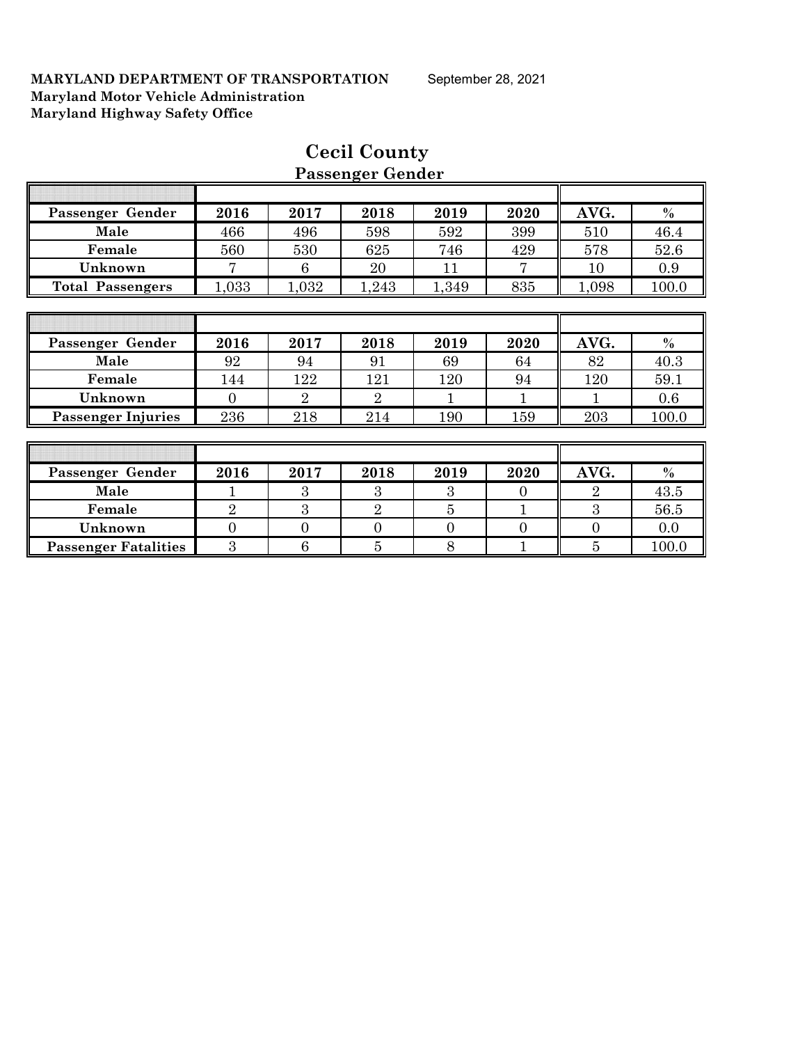**MARYLAND DEPARTMENT OF TRANSPORTATION** September 28, 2021
**Maryland Motor Vehicle Administration**
**Maryland Highway Safety Office**

# Cecil County

## Passenger Gender

| Passenger Gender | 2016 | 2017 | 2018 | 2019 | 2020 | AVG. | % |
|---|---|---|---|---|---|---|---|
| Male | 466 | 496 | 598 | 592 | 399 | 510 | 46.4 |
| Female | 560 | 530 | 625 | 746 | 429 | 578 | 52.6 |
| Unknown | 7 | 6 | 20 | 11 | 7 | 10 | 0.9 |
| Total Passengers | 1,033 | 1,032 | 1,243 | 1,349 | 835 | 1,098 | 100.0 |

| Passenger Gender | 2016 | 2017 | 2018 | 2019 | 2020 | AVG. | % |
|---|---|---|---|---|---|---|---|
| Male | 92 | 94 | 91 | 69 | 64 | 82 | 40.3 |
| Female | 144 | 122 | 121 | 120 | 94 | 120 | 59.1 |
| Unknown | 0 | 2 | 2 | 1 | 1 | 1 | 0.6 |
| Passenger Injuries | 236 | 218 | 214 | 190 | 159 | 203 | 100.0 |

| Passenger Gender | 2016 | 2017 | 2018 | 2019 | 2020 | AVG. | % |
|---|---|---|---|---|---|---|---|
| Male | 1 | 3 | 3 | 3 | 0 | 2 | 43.5 |
| Female | 2 | 3 | 2 | 5 | 1 | 3 | 56.5 |
| Unknown | 0 | 0 | 0 | 0 | 0 | 0 | 0.0 |
| Passenger Fatalities | 3 | 6 | 5 | 8 | 1 | 5 | 100.0 |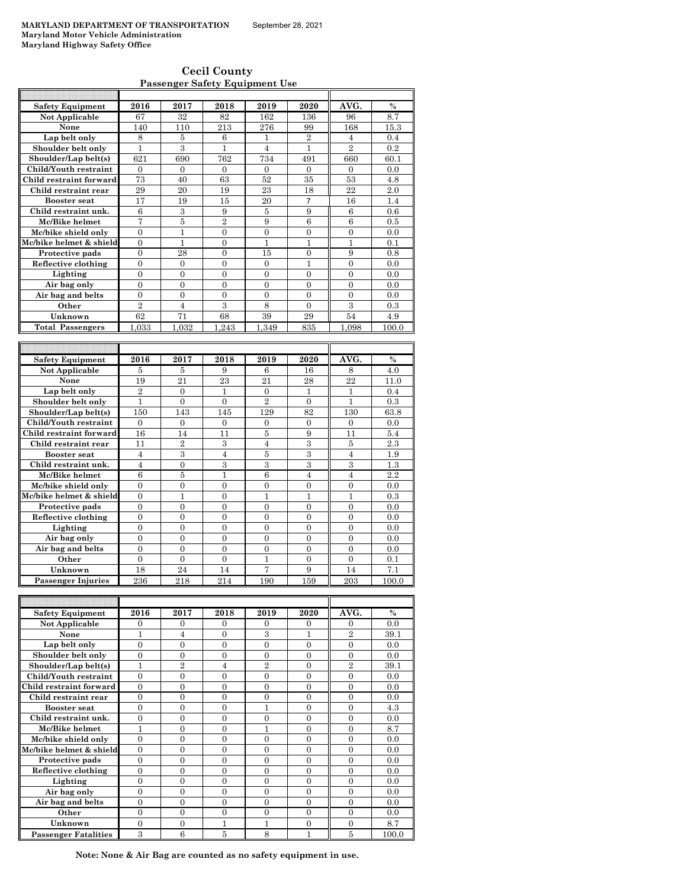MARYLAND DEPARTMENT OF TRANSPORTATION September 28, 2021
Maryland Motor Vehicle Administration
Maryland Highway Safety Office

## Cecil County

### Passenger Safety Equipment Use

| Safety Equipment | 2016 | 2017 | 2018 | 2019 | 2020 | AVG. | % |
|---|---|---|---|---|---|---|---|
| Not Applicable | 67 | 32 | 82 | 162 | 136 | 96 | 8.7 |
| None | 140 | 110 | 213 | 276 | 99 | 168 | 15.3 |
| Lap belt only | 8 | 5 | 6 | 1 | 2 | 4 | 0.4 |
| Shoulder belt only | 1 | 3 | 1 | 4 | 1 | 2 | 0.2 |
| Shoulder/Lap belt(s) | 621 | 690 | 762 | 734 | 491 | 660 | 60.1 |
| Child/Youth restraint | 0 | 0 | 0 | 0 | 0 | 0 | 0.0 |
| Child restraint forward | 73 | 40 | 63 | 52 | 35 | 53 | 4.8 |
| Child restraint rear | 29 | 20 | 19 | 23 | 18 | 22 | 2.0 |
| Booster seat | 17 | 19 | 15 | 20 | 7 | 16 | 1.4 |
| Child restraint unk. | 6 | 3 | 9 | 5 | 9 | 6 | 0.6 |
| Mc/Bike helmet | 7 | 5 | 2 | 9 | 6 | 6 | 0.5 |
| Mc/bike shield only | 0 | 1 | 0 | 0 | 0 | 0 | 0.0 |
| Mc/bike helmet & shield | 0 | 1 | 0 | 1 | 1 | 1 | 0.1 |
| Protective pads | 0 | 28 | 0 | 15 | 0 | 9 | 0.8 |
| Reflective clothing | 0 | 0 | 0 | 0 | 1 | 0 | 0.0 |
| Lighting | 0 | 0 | 0 | 0 | 0 | 0 | 0.0 |
| Air bag only | 0 | 0 | 0 | 0 | 0 | 0 | 0.0 |
| Air bag and belts | 0 | 0 | 0 | 0 | 0 | 0 | 0.0 |
| Other | 2 | 4 | 3 | 8 | 0 | 3 | 0.3 |
| Unknown | 62 | 71 | 68 | 39 | 29 | 54 | 4.9 |
| Total Passengers | 1,033 | 1,032 | 1,243 | 1,349 | 835 | 1,098 | 100.0 |

| Safety Equipment | 2016 | 2017 | 2018 | 2019 | 2020 | AVG. | % |
|---|---|---|---|---|---|---|---|
| Not Applicable | 5 | 5 | 9 | 6 | 16 | 8 | 4.0 |
| None | 19 | 21 | 23 | 21 | 28 | 22 | 11.0 |
| Lap belt only | 2 | 0 | 1 | 0 | 1 | 1 | 0.4 |
| Shoulder belt only | 1 | 0 | 0 | 2 | 0 | 1 | 0.3 |
| Shoulder/Lap belt(s) | 150 | 143 | 145 | 129 | 82 | 130 | 63.8 |
| Child/Youth restraint | 0 | 0 | 0 | 0 | 0 | 0 | 0.0 |
| Child restraint forward | 16 | 14 | 11 | 5 | 9 | 11 | 5.4 |
| Child restraint rear | 11 | 2 | 3 | 4 | 3 | 5 | 2.3 |
| Booster seat | 4 | 3 | 4 | 5 | 3 | 4 | 1.9 |
| Child restraint unk. | 4 | 0 | 3 | 3 | 3 | 3 | 1.3 |
| Mc/Bike helmet | 6 | 5 | 1 | 6 | 4 | 4 | 2.2 |
| Mc/bike shield only | 0 | 0 | 0 | 0 | 0 | 0 | 0.0 |
| Mc/bike helmet & shield | 0 | 1 | 0 | 1 | 1 | 1 | 0.3 |
| Protective pads | 0 | 0 | 0 | 0 | 0 | 0 | 0.0 |
| Reflective clothing | 0 | 0 | 0 | 0 | 0 | 0 | 0.0 |
| Lighting | 0 | 0 | 0 | 0 | 0 | 0 | 0.0 |
| Air bag only | 0 | 0 | 0 | 0 | 0 | 0 | 0.0 |
| Air bag and belts | 0 | 0 | 0 | 0 | 0 | 0 | 0.0 |
| Other | 0 | 0 | 0 | 1 | 0 | 0 | 0.1 |
| Unknown | 18 | 24 | 14 | 7 | 9 | 14 | 7.1 |
| Passenger Injuries | 236 | 218 | 214 | 190 | 159 | 203 | 100.0 |

| Safety Equipment | 2016 | 2017 | 2018 | 2019 | 2020 | AVG. | % |
|---|---|---|---|---|---|---|---|
| Not Applicable | 0 | 0 | 0 | 0 | 0 | 0 | 0.0 |
| None | 1 | 4 | 0 | 3 | 1 | 2 | 39.1 |
| Lap belt only | 0 | 0 | 0 | 0 | 0 | 0 | 0.0 |
| Shoulder belt only | 0 | 0 | 0 | 0 | 0 | 0 | 0.0 |
| Shoulder/Lap belt(s) | 1 | 2 | 4 | 2 | 0 | 2 | 39.1 |
| Child/Youth restraint | 0 | 0 | 0 | 0 | 0 | 0 | 0.0 |
| Child restraint forward | 0 | 0 | 0 | 0 | 0 | 0 | 0.0 |
| Child restraint rear | 0 | 0 | 0 | 0 | 0 | 0 | 0.0 |
| Booster seat | 0 | 0 | 0 | 1 | 0 | 0 | 4.3 |
| Child restraint unk. | 0 | 0 | 0 | 0 | 0 | 0 | 0.0 |
| Mc/Bike helmet | 1 | 0 | 0 | 1 | 0 | 0 | 8.7 |
| Mc/bike shield only | 0 | 0 | 0 | 0 | 0 | 0 | 0.0 |
| Mc/bike helmet & shield | 0 | 0 | 0 | 0 | 0 | 0 | 0.0 |
| Protective pads | 0 | 0 | 0 | 0 | 0 | 0 | 0.0 |
| Reflective clothing | 0 | 0 | 0 | 0 | 0 | 0 | 0.0 |
| Lighting | 0 | 0 | 0 | 0 | 0 | 0 | 0.0 |
| Air bag only | 0 | 0 | 0 | 0 | 0 | 0 | 0.0 |
| Air bag and belts | 0 | 0 | 0 | 0 | 0 | 0 | 0.0 |
| Other | 0 | 0 | 0 | 0 | 0 | 0 | 0.0 |
| Unknown | 0 | 0 | 1 | 1 | 0 | 0 | 8.7 |
| Passenger Fatalities | 3 | 6 | 5 | 8 | 1 | 5 | 100.0 |

**Note: None & Air Bag are counted as no safety equipment in use.**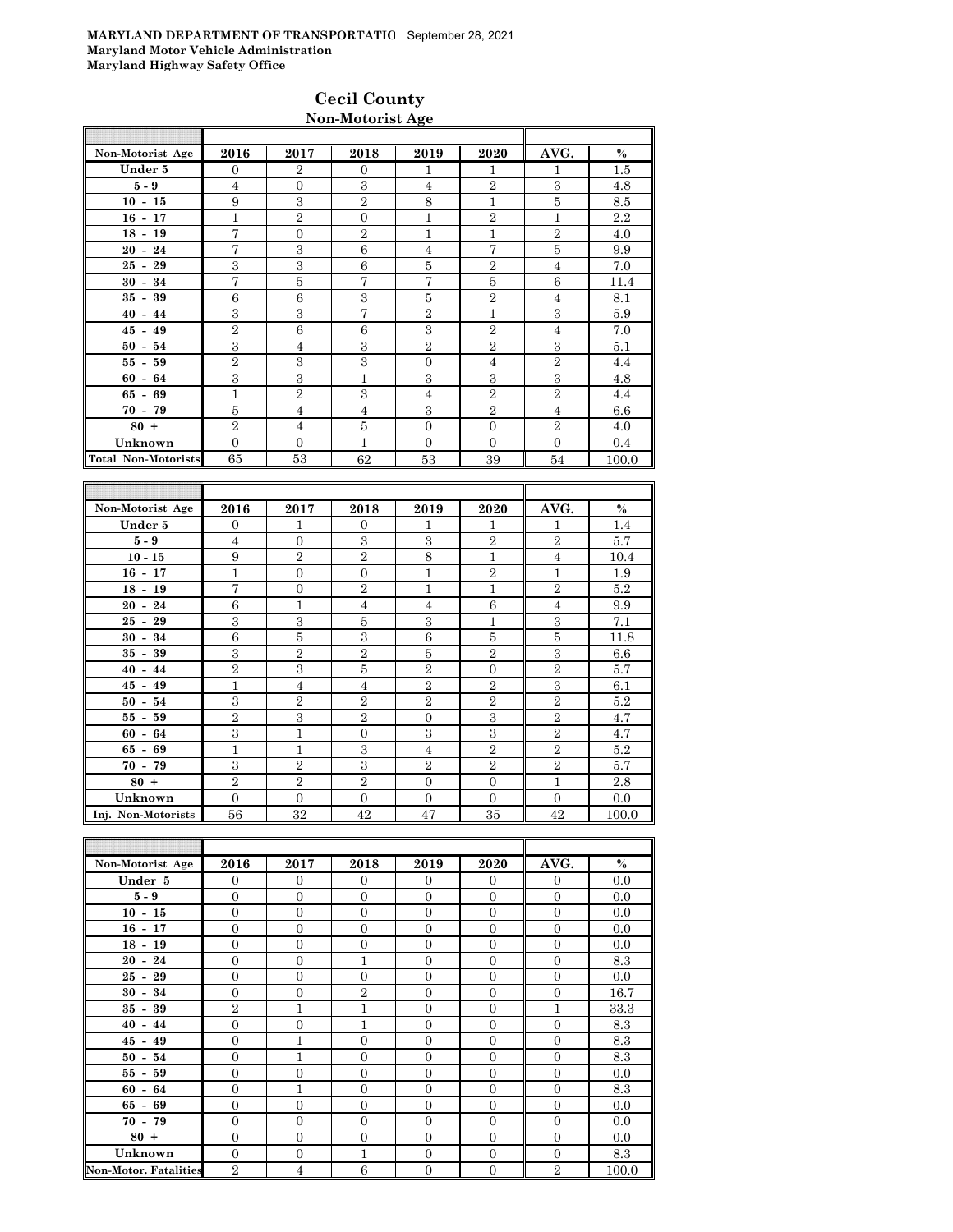**MARYLAND DEPARTMENT OF TRANSPORTATIO** September 28, 2021
**Maryland Motor Vehicle Administration**
**Maryland Highway Safety Office**

## Cecil County
### Non-Motorist Age

| Non-Motorist Age | 2016 | 2017 | 2018 | 2019 | 2020 | AVG. | % |
|---|---|---|---|---|---|---|---|
| Under 5 | 0 | 2 | 0 | 1 | 1 | 1 | 1.5 |
| 5 - 9 | 4 | 0 | 3 | 4 | 2 | 3 | 4.8 |
| 10 - 15 | 9 | 3 | 2 | 8 | 1 | 5 | 8.5 |
| 16 - 17 | 1 | 2 | 0 | 1 | 2 | 1 | 2.2 |
| 18 - 19 | 7 | 0 | 2 | 1 | 1 | 2 | 4.0 |
| 20 - 24 | 7 | 3 | 6 | 4 | 7 | 5 | 9.9 |
| 25 - 29 | 3 | 3 | 6 | 5 | 2 | 4 | 7.0 |
| 30 - 34 | 7 | 5 | 7 | 7 | 5 | 6 | 11.4 |
| 35 - 39 | 6 | 6 | 3 | 5 | 2 | 4 | 8.1 |
| 40 - 44 | 3 | 3 | 7 | 2 | 1 | 3 | 5.9 |
| 45 - 49 | 2 | 6 | 6 | 3 | 2 | 4 | 7.0 |
| 50 - 54 | 3 | 4 | 3 | 2 | 2 | 3 | 5.1 |
| 55 - 59 | 2 | 3 | 3 | 0 | 4 | 2 | 4.4 |
| 60 - 64 | 3 | 3 | 1 | 3 | 3 | 3 | 4.8 |
| 65 - 69 | 1 | 2 | 3 | 4 | 2 | 2 | 4.4 |
| 70 - 79 | 5 | 4 | 4 | 3 | 2 | 4 | 6.6 |
| 80 + | 2 | 4 | 5 | 0 | 0 | 2 | 4.0 |
| Unknown | 0 | 0 | 1 | 0 | 0 | 0 | 0.4 |
| Total Non-Motorists | 65 | 53 | 62 | 53 | 39 | 54 | 100.0 |

| Non-Motorist Age | 2016 | 2017 | 2018 | 2019 | 2020 | AVG. | % |
|---|---|---|---|---|---|---|---|
| Under 5 | 0 | 1 | 0 | 1 | 1 | 1 | 1.4 |
| 5 - 9 | 4 | 0 | 3 | 3 | 2 | 2 | 5.7 |
| 10 - 15 | 9 | 2 | 2 | 8 | 1 | 4 | 10.4 |
| 16 - 17 | 1 | 0 | 0 | 1 | 2 | 1 | 1.9 |
| 18 - 19 | 7 | 0 | 2 | 1 | 1 | 2 | 5.2 |
| 20 - 24 | 6 | 1 | 4 | 4 | 6 | 4 | 9.9 |
| 25 - 29 | 3 | 3 | 5 | 3 | 1 | 3 | 7.1 |
| 30 - 34 | 6 | 5 | 3 | 6 | 5 | 5 | 11.8 |
| 35 - 39 | 3 | 2 | 2 | 5 | 2 | 3 | 6.6 |
| 40 - 44 | 2 | 3 | 5 | 2 | 0 | 2 | 5.7 |
| 45 - 49 | 1 | 4 | 4 | 2 | 2 | 3 | 6.1 |
| 50 - 54 | 3 | 2 | 2 | 2 | 2 | 2 | 5.2 |
| 55 - 59 | 2 | 3 | 2 | 0 | 3 | 2 | 4.7 |
| 60 - 64 | 3 | 1 | 0 | 3 | 3 | 2 | 4.7 |
| 65 - 69 | 1 | 1 | 3 | 4 | 2 | 2 | 5.2 |
| 70 - 79 | 3 | 2 | 3 | 2 | 2 | 2 | 5.7 |
| 80 + | 2 | 2 | 2 | 0 | 0 | 1 | 2.8 |
| Unknown | 0 | 0 | 0 | 0 | 0 | 0 | 0.0 |
| Inj. Non-Motorists | 56 | 32 | 42 | 47 | 35 | 42 | 100.0 |

| Non-Motorist Age | 2016 | 2017 | 2018 | 2019 | 2020 | AVG. | % |
|---|---|---|---|---|---|---|---|
| Under 5 | 0 | 0 | 0 | 0 | 0 | 0 | 0.0 |
| 5 - 9 | 0 | 0 | 0 | 0 | 0 | 0 | 0.0 |
| 10 - 15 | 0 | 0 | 0 | 0 | 0 | 0 | 0.0 |
| 16 - 17 | 0 | 0 | 0 | 0 | 0 | 0 | 0.0 |
| 18 - 19 | 0 | 0 | 0 | 0 | 0 | 0 | 0.0 |
| 20 - 24 | 0 | 0 | 1 | 0 | 0 | 0 | 8.3 |
| 25 - 29 | 0 | 0 | 0 | 0 | 0 | 0 | 0.0 |
| 30 - 34 | 0 | 0 | 2 | 0 | 0 | 0 | 16.7 |
| 35 - 39 | 2 | 1 | 1 | 0 | 0 | 1 | 33.3 |
| 40 - 44 | 0 | 0 | 1 | 0 | 0 | 0 | 8.3 |
| 45 - 49 | 0 | 1 | 0 | 0 | 0 | 0 | 8.3 |
| 50 - 54 | 0 | 1 | 0 | 0 | 0 | 0 | 8.3 |
| 55 - 59 | 0 | 0 | 0 | 0 | 0 | 0 | 0.0 |
| 60 - 64 | 0 | 1 | 0 | 0 | 0 | 0 | 8.3 |
| 65 - 69 | 0 | 0 | 0 | 0 | 0 | 0 | 0.0 |
| 70 - 79 | 0 | 0 | 0 | 0 | 0 | 0 | 0.0 |
| 80 + | 0 | 0 | 0 | 0 | 0 | 0 | 0.0 |
| Unknown | 0 | 0 | 1 | 0 | 0 | 0 | 8.3 |
| Non-Motor. Fatalities | 2 | 4 | 6 | 0 | 0 | 2 | 100.0 |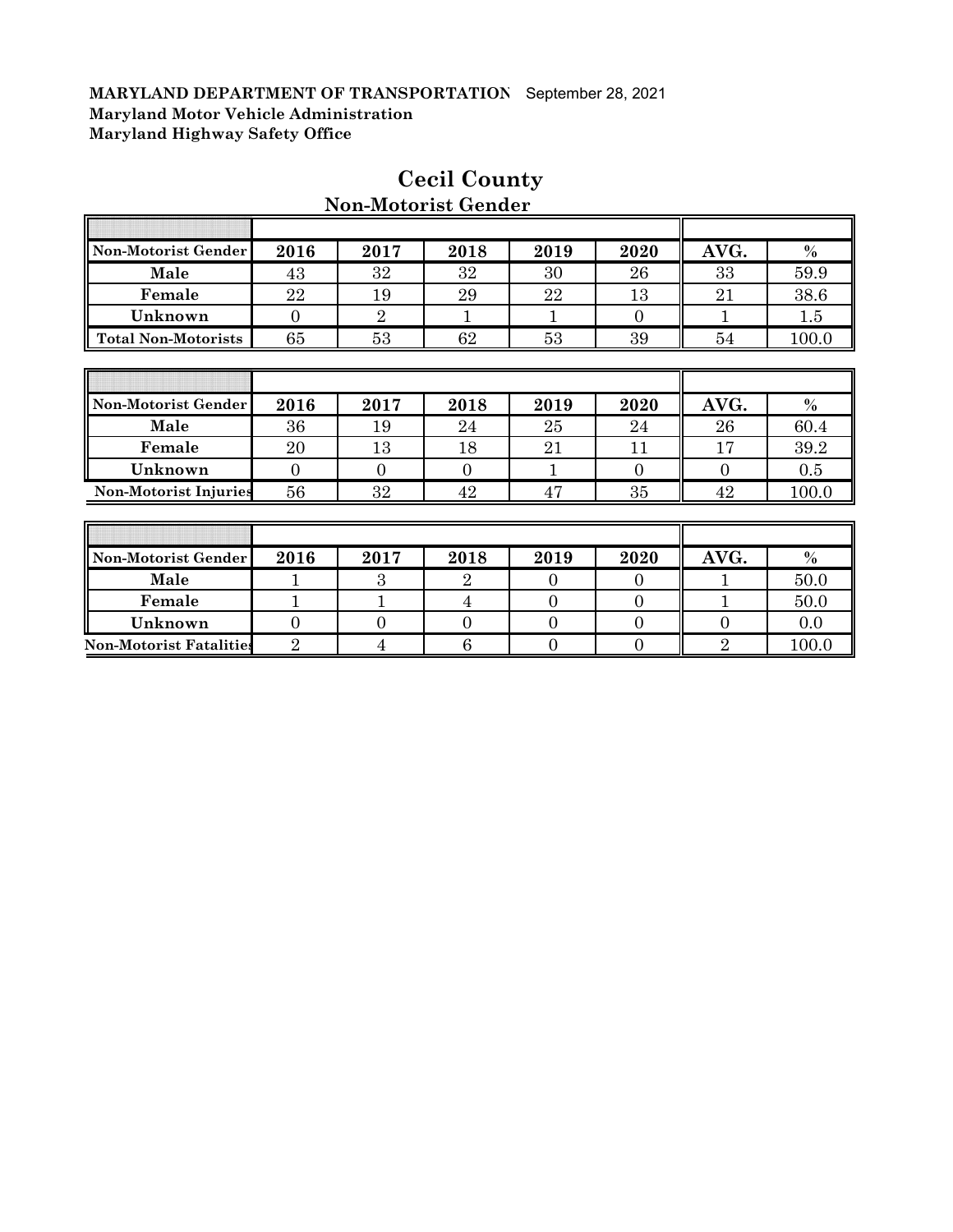**MARYLAND DEPARTMENT OF TRANSPORTATION** September 28, 2021
**Maryland Motor Vehicle Administration**
**Maryland Highway Safety Office**

# Cecil County

## Non-Motorist Gender

| Non-Motorist Gender | 2016 | 2017 | 2018 | 2019 | 2020 | AVG. | % |
|---|---|---|---|---|---|---|---|
| Male | 43 | 32 | 32 | 30 | 26 | 33 | 59.9 |
| Female | 22 | 19 | 29 | 22 | 13 | 21 | 38.6 |
| Unknown | 0 | 2 | 1 | 1 | 0 | 1 | 1.5 |
| Total Non-Motorists | 65 | 53 | 62 | 53 | 39 | 54 | 100.0 |

| Non-Motorist Gender | 2016 | 2017 | 2018 | 2019 | 2020 | AVG. | % |
|---|---|---|---|---|---|---|---|
| Male | 36 | 19 | 24 | 25 | 24 | 26 | 60.4 |
| Female | 20 | 13 | 18 | 21 | 11 | 17 | 39.2 |
| Unknown | 0 | 0 | 0 | 1 | 0 | 0 | 0.5 |
| Non-Motorist Injuries | 56 | 32 | 42 | 47 | 35 | 42 | 100.0 |

| Non-Motorist Gender | 2016 | 2017 | 2018 | 2019 | 2020 | AVG. | % |
|---|---|---|---|---|---|---|---|
| Male | 1 | 3 | 2 | 0 | 0 | 1 | 50.0 |
| Female | 1 | 1 | 4 | 0 | 0 | 1 | 50.0 |
| Unknown | 0 | 0 | 0 | 0 | 0 | 0 | 0.0 |
| Non-Motorist Fatalities | 2 | 4 | 6 | 0 | 0 | 2 | 100.0 |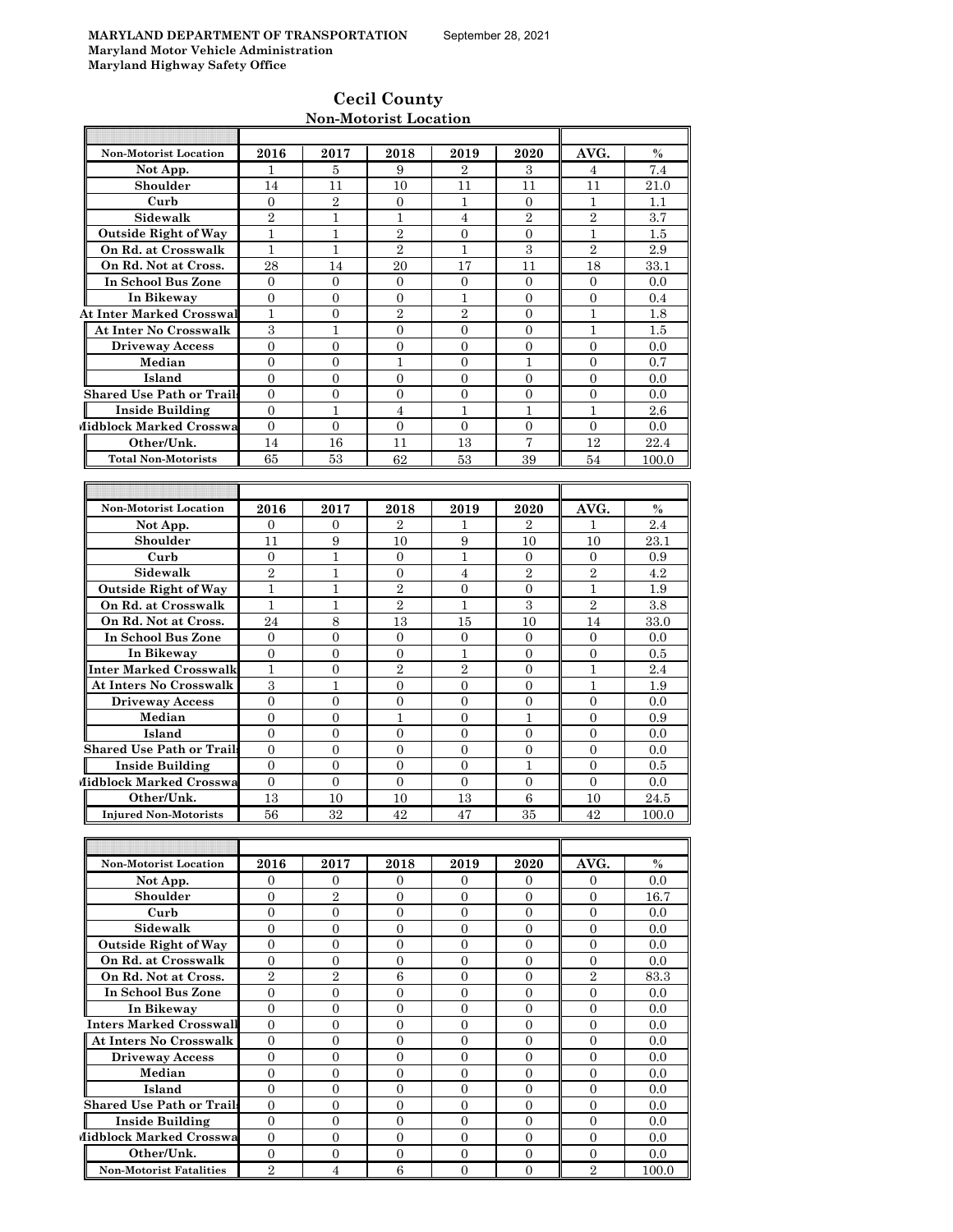**MARYLAND DEPARTMENT OF TRANSPORTATION** September 28, 2021
**Maryland Motor Vehicle Administration**
**Maryland Highway Safety Office**

## Cecil County
### Non-Motorist Location

| Non-Motorist Location | 2016 | 2017 | 2018 | 2019 | 2020 | AVG. | % |
|---|---|---|---|---|---|---|---|
| Not App. | 1 | 5 | 9 | 2 | 3 | 4 | 7.4 |
| Shoulder | 14 | 11 | 10 | 11 | 11 | 11 | 21.0 |
| Curb | 0 | 2 | 0 | 1 | 0 | 1 | 1.1 |
| Sidewalk | 2 | 1 | 1 | 4 | 2 | 2 | 3.7 |
| Outside Right of Way | 1 | 1 | 2 | 0 | 0 | 1 | 1.5 |
| On Rd. at Crosswalk | 1 | 1 | 2 | 1 | 3 | 2 | 2.9 |
| On Rd. Not at Cross. | 28 | 14 | 20 | 17 | 11 | 18 | 33.1 |
| In School Bus Zone | 0 | 0 | 0 | 0 | 0 | 0 | 0.0 |
| In Bikeway | 0 | 0 | 0 | 1 | 0 | 0 | 0.4 |
| At Inter Marked Crosswal | 1 | 0 | 2 | 2 | 0 | 1 | 1.8 |
| At Inter No Crosswalk | 3 | 1 | 0 | 0 | 0 | 1 | 1.5 |
| Driveway Access | 0 | 0 | 0 | 0 | 0 | 0 | 0.0 |
| Median | 0 | 0 | 1 | 0 | 1 | 0 | 0.7 |
| Island | 0 | 0 | 0 | 0 | 0 | 0 | 0.0 |
| Shared Use Path or Trail | 0 | 0 | 0 | 0 | 0 | 0 | 0.0 |
| Inside Building | 0 | 1 | 4 | 1 | 1 | 1 | 2.6 |
| Midblock Marked Crosswa | 0 | 0 | 0 | 0 | 0 | 0 | 0.0 |
| Other/Unk. | 14 | 16 | 11 | 13 | 7 | 12 | 22.4 |
| Total Non-Motorists | 65 | 53 | 62 | 53 | 39 | 54 | 100.0 |

| Non-Motorist Location | 2016 | 2017 | 2018 | 2019 | 2020 | AVG. | % |
|---|---|---|---|---|---|---|---|
| Not App. | 0 | 0 | 2 | 1 | 2 | 1 | 2.4 |
| Shoulder | 11 | 9 | 10 | 9 | 10 | 10 | 23.1 |
| Curb | 0 | 1 | 0 | 1 | 0 | 0 | 0.9 |
| Sidewalk | 2 | 1 | 0 | 4 | 2 | 2 | 4.2 |
| Outside Right of Way | 1 | 1 | 2 | 0 | 0 | 1 | 1.9 |
| On Rd. at Crosswalk | 1 | 1 | 2 | 1 | 3 | 2 | 3.8 |
| On Rd. Not at Cross. | 24 | 8 | 13 | 15 | 10 | 14 | 33.0 |
| In School Bus Zone | 0 | 0 | 0 | 0 | 0 | 0 | 0.0 |
| In Bikeway | 0 | 0 | 0 | 1 | 0 | 0 | 0.5 |
| Inter Marked Crosswalk | 1 | 0 | 2 | 2 | 0 | 1 | 2.4 |
| At Inters No Crosswalk | 3 | 1 | 0 | 0 | 0 | 1 | 1.9 |
| Driveway Access | 0 | 0 | 0 | 0 | 0 | 0 | 0.0 |
| Median | 0 | 0 | 1 | 0 | 1 | 0 | 0.9 |
| Island | 0 | 0 | 0 | 0 | 0 | 0 | 0.0 |
| Shared Use Path or Trail | 0 | 0 | 0 | 0 | 0 | 0 | 0.0 |
| Inside Building | 0 | 0 | 0 | 0 | 1 | 0 | 0.5 |
| Midblock Marked Crosswa | 0 | 0 | 0 | 0 | 0 | 0 | 0.0 |
| Other/Unk. | 13 | 10 | 10 | 13 | 6 | 10 | 24.5 |
| Injured Non-Motorists | 56 | 32 | 42 | 47 | 35 | 42 | 100.0 |

| Non-Motorist Location | 2016 | 2017 | 2018 | 2019 | 2020 | AVG. | % |
|---|---|---|---|---|---|---|---|
| Not App. | 0 | 0 | 0 | 0 | 0 | 0 | 0.0 |
| Shoulder | 0 | 2 | 0 | 0 | 0 | 0 | 16.7 |
| Curb | 0 | 0 | 0 | 0 | 0 | 0 | 0.0 |
| Sidewalk | 0 | 0 | 0 | 0 | 0 | 0 | 0.0 |
| Outside Right of Way | 0 | 0 | 0 | 0 | 0 | 0 | 0.0 |
| On Rd. at Crosswalk | 0 | 0 | 0 | 0 | 0 | 0 | 0.0 |
| On Rd. Not at Cross. | 2 | 2 | 6 | 0 | 0 | 2 | 83.3 |
| In School Bus Zone | 0 | 0 | 0 | 0 | 0 | 0 | 0.0 |
| In Bikeway | 0 | 0 | 0 | 0 | 0 | 0 | 0.0 |
| Inters Marked Crosswall | 0 | 0 | 0 | 0 | 0 | 0 | 0.0 |
| At Inters No Crosswalk | 0 | 0 | 0 | 0 | 0 | 0 | 0.0 |
| Driveway Access | 0 | 0 | 0 | 0 | 0 | 0 | 0.0 |
| Median | 0 | 0 | 0 | 0 | 0 | 0 | 0.0 |
| Island | 0 | 0 | 0 | 0 | 0 | 0 | 0.0 |
| Shared Use Path or Trail | 0 | 0 | 0 | 0 | 0 | 0 | 0.0 |
| Inside Building | 0 | 0 | 0 | 0 | 0 | 0 | 0.0 |
| Midblock Marked Crosswa | 0 | 0 | 0 | 0 | 0 | 0 | 0.0 |
| Other/Unk. | 0 | 0 | 0 | 0 | 0 | 0 | 0.0 |
| Non-Motorist Fatalities | 2 | 4 | 6 | 0 | 0 | 2 | 100.0 |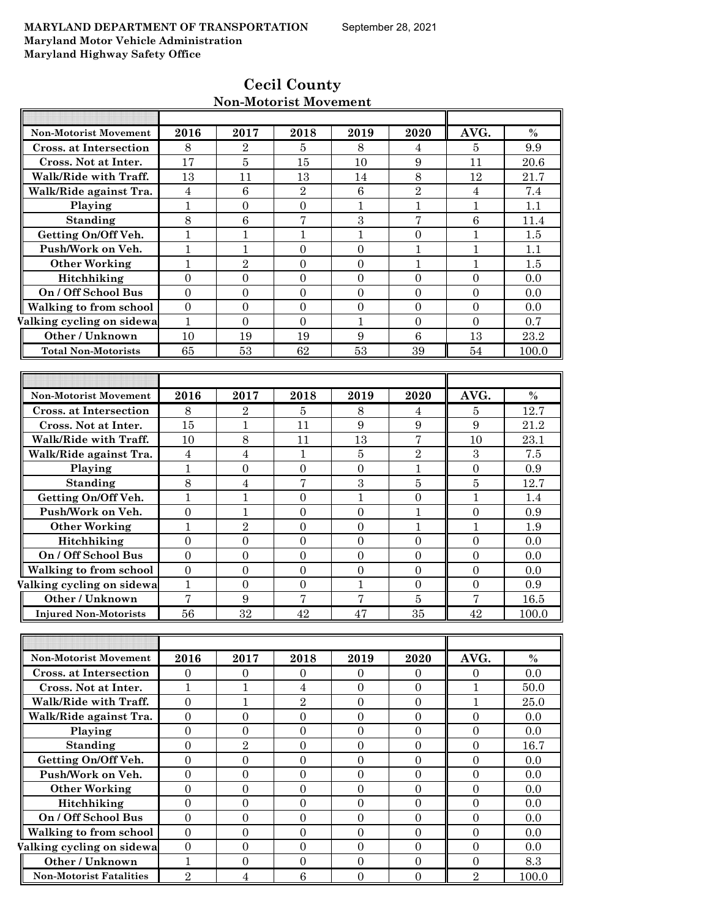**MARYLAND DEPARTMENT OF TRANSPORTATION** September 28, 2021
**Maryland Motor Vehicle Administration**
**Maryland Highway Safety Office**

# Cecil County

## Non-Motorist Movement

| Non-Motorist Movement | 2016 | 2017 | 2018 | 2019 | 2020 | AVG. | % |
|---|---|---|---|---|---|---|---|
| Cross. at Intersection | 8 | 2 | 5 | 8 | 4 | 5 | 9.9 |
| Cross. Not at Inter. | 17 | 5 | 15 | 10 | 9 | 11 | 20.6 |
| Walk/Ride with Traff. | 13 | 11 | 13 | 14 | 8 | 12 | 21.7 |
| Walk/Ride against Tra. | 4 | 6 | 2 | 6 | 2 | 4 | 7.4 |
| Playing | 1 | 0 | 0 | 1 | 1 | 1 | 1.1 |
| Standing | 8 | 6 | 7 | 3 | 7 | 6 | 11.4 |
| Getting On/Off Veh. | 1 | 1 | 1 | 1 | 0 | 1 | 1.5 |
| Push/Work on Veh. | 1 | 1 | 0 | 0 | 1 | 1 | 1.1 |
| Other Working | 1 | 2 | 0 | 0 | 1 | 1 | 1.5 |
| Hitchhiking | 0 | 0 | 0 | 0 | 0 | 0 | 0.0 |
| On / Off School Bus | 0 | 0 | 0 | 0 | 0 | 0 | 0.0 |
| Walking to from school | 0 | 0 | 0 | 0 | 0 | 0 | 0.0 |
| Walking cycling on sidewa | 1 | 0 | 0 | 1 | 0 | 0 | 0.7 |
| Other / Unknown | 10 | 19 | 19 | 9 | 6 | 13 | 23.2 |
| Total Non-Motorists | 65 | 53 | 62 | 53 | 39 | 54 | 100.0 |

| Non-Motorist Movement | 2016 | 2017 | 2018 | 2019 | 2020 | AVG. | % |
|---|---|---|---|---|---|---|---|
| Cross. at Intersection | 8 | 2 | 5 | 8 | 4 | 5 | 12.7 |
| Cross. Not at Inter. | 15 | 1 | 11 | 9 | 9 | 9 | 21.2 |
| Walk/Ride with Traff. | 10 | 8 | 11 | 13 | 7 | 10 | 23.1 |
| Walk/Ride against Tra. | 4 | 4 | 1 | 5 | 2 | 3 | 7.5 |
| Playing | 1 | 0 | 0 | 0 | 1 | 0 | 0.9 |
| Standing | 8 | 4 | 7 | 3 | 5 | 5 | 12.7 |
| Getting On/Off Veh. | 1 | 1 | 0 | 1 | 0 | 1 | 1.4 |
| Push/Work on Veh. | 0 | 1 | 0 | 0 | 1 | 0 | 0.9 |
| Other Working | 1 | 2 | 0 | 0 | 1 | 1 | 1.9 |
| Hitchhiking | 0 | 0 | 0 | 0 | 0 | 0 | 0.0 |
| On / Off School Bus | 0 | 0 | 0 | 0 | 0 | 0 | 0.0 |
| Walking to from school | 0 | 0 | 0 | 0 | 0 | 0 | 0.0 |
| Walking cycling on sidewa | 1 | 0 | 0 | 1 | 0 | 0 | 0.9 |
| Other / Unknown | 7 | 9 | 7 | 7 | 5 | 7 | 16.5 |
| Injured Non-Motorists | 56 | 32 | 42 | 47 | 35 | 42 | 100.0 |

| Non-Motorist Movement | 2016 | 2017 | 2018 | 2019 | 2020 | AVG. | % |
|---|---|---|---|---|---|---|---|
| Cross. at Intersection | 0 | 0 | 0 | 0 | 0 | 0 | 0.0 |
| Cross. Not at Inter. | 1 | 1 | 4 | 0 | 0 | 1 | 50.0 |
| Walk/Ride with Traff. | 0 | 1 | 2 | 0 | 0 | 1 | 25.0 |
| Walk/Ride against Tra. | 0 | 0 | 0 | 0 | 0 | 0 | 0.0 |
| Playing | 0 | 0 | 0 | 0 | 0 | 0 | 0.0 |
| Standing | 0 | 2 | 0 | 0 | 0 | 0 | 16.7 |
| Getting On/Off Veh. | 0 | 0 | 0 | 0 | 0 | 0 | 0.0 |
| Push/Work on Veh. | 0 | 0 | 0 | 0 | 0 | 0 | 0.0 |
| Other Working | 0 | 0 | 0 | 0 | 0 | 0 | 0.0 |
| Hitchhiking | 0 | 0 | 0 | 0 | 0 | 0 | 0.0 |
| On / Off School Bus | 0 | 0 | 0 | 0 | 0 | 0 | 0.0 |
| Walking to from school | 0 | 0 | 0 | 0 | 0 | 0 | 0.0 |
| Walking cycling on sidewa | 0 | 0 | 0 | 0 | 0 | 0 | 0.0 |
| Other / Unknown | 1 | 0 | 0 | 0 | 0 | 0 | 8.3 |
| Non-Motorist Fatalities | 2 | 4 | 6 | 0 | 0 | 2 | 100.0 |